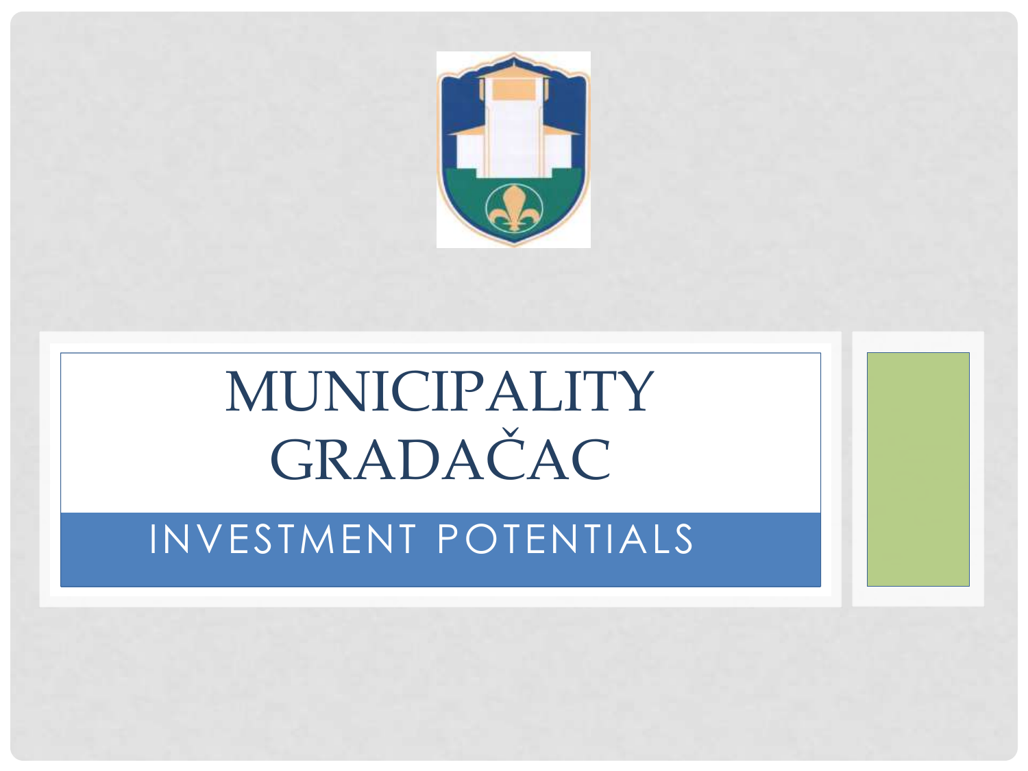# MUNICIPALITY GRADAČAC

## INVESTMENT POTENTIALS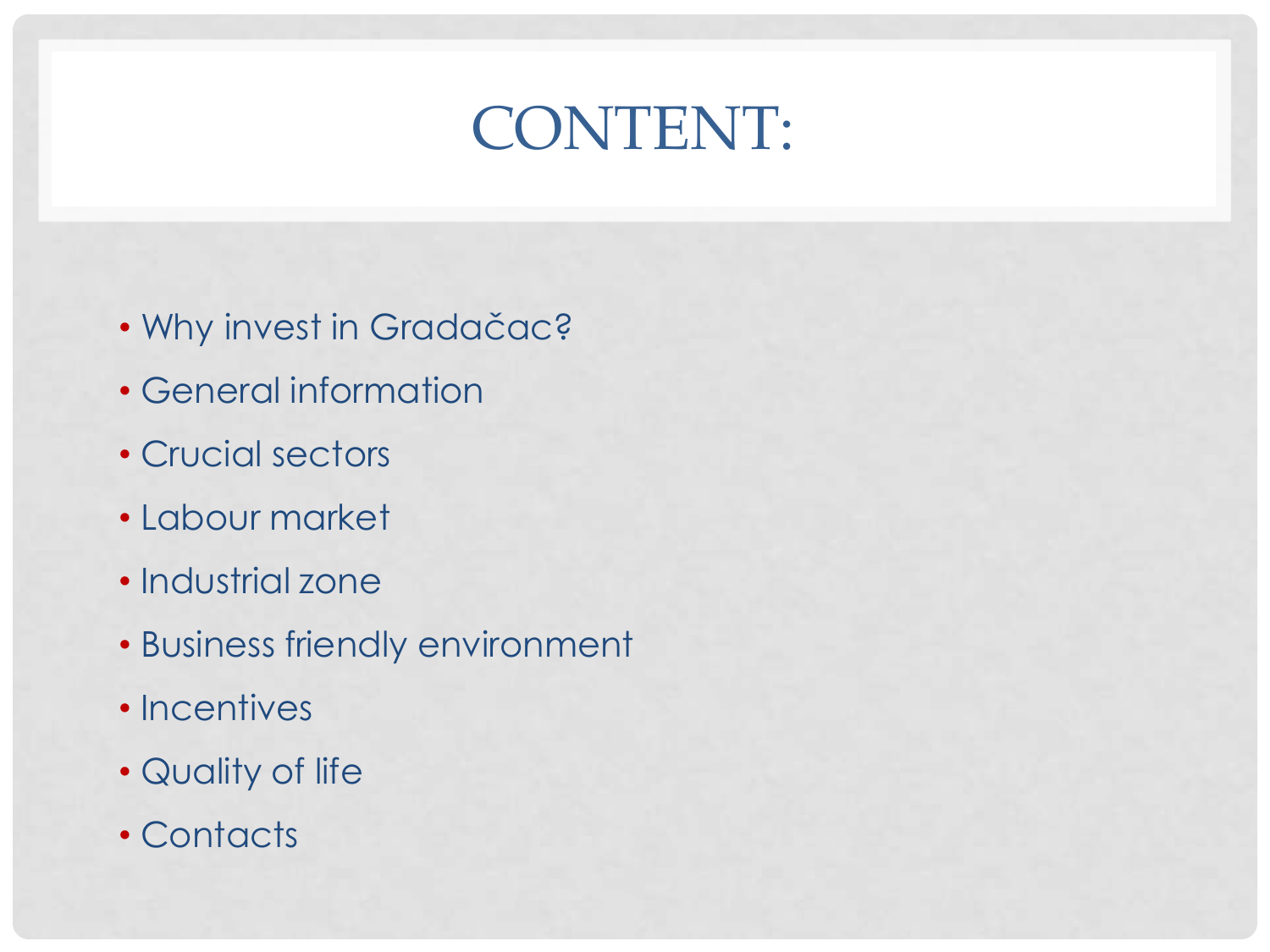# CONTENT:

- Why invest in Gradačac?
- General information
- Crucial sectors
- Labour market
- Industrial zone
- Business friendly environment
- Incentives
- Quality of life
- Contacts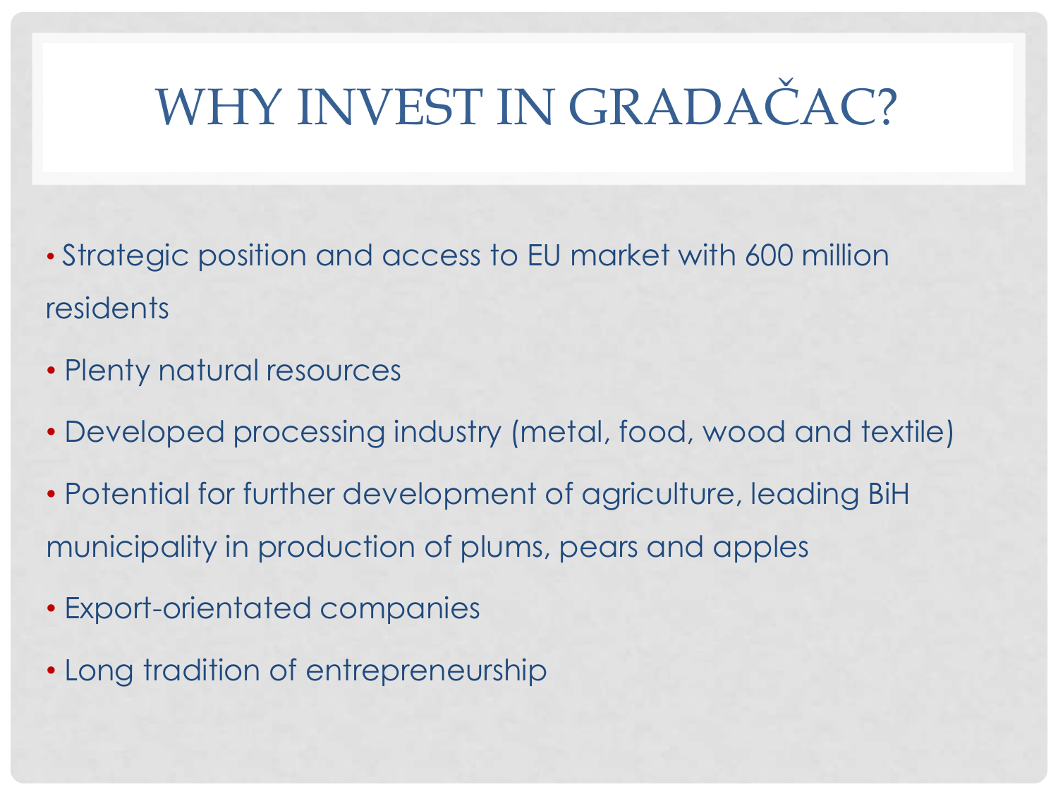# WHY INVEST IN GRADAČAC?

- Strategic position and access to EU market with 600 million residents
- Plenty natural resources
- Developed processing industry (metal, food, wood and textile)
- Potential for further development of agriculture, leading BiH municipality in production of plums, pears and apples
- Export-orientated companies
- Long tradition of entrepreneurship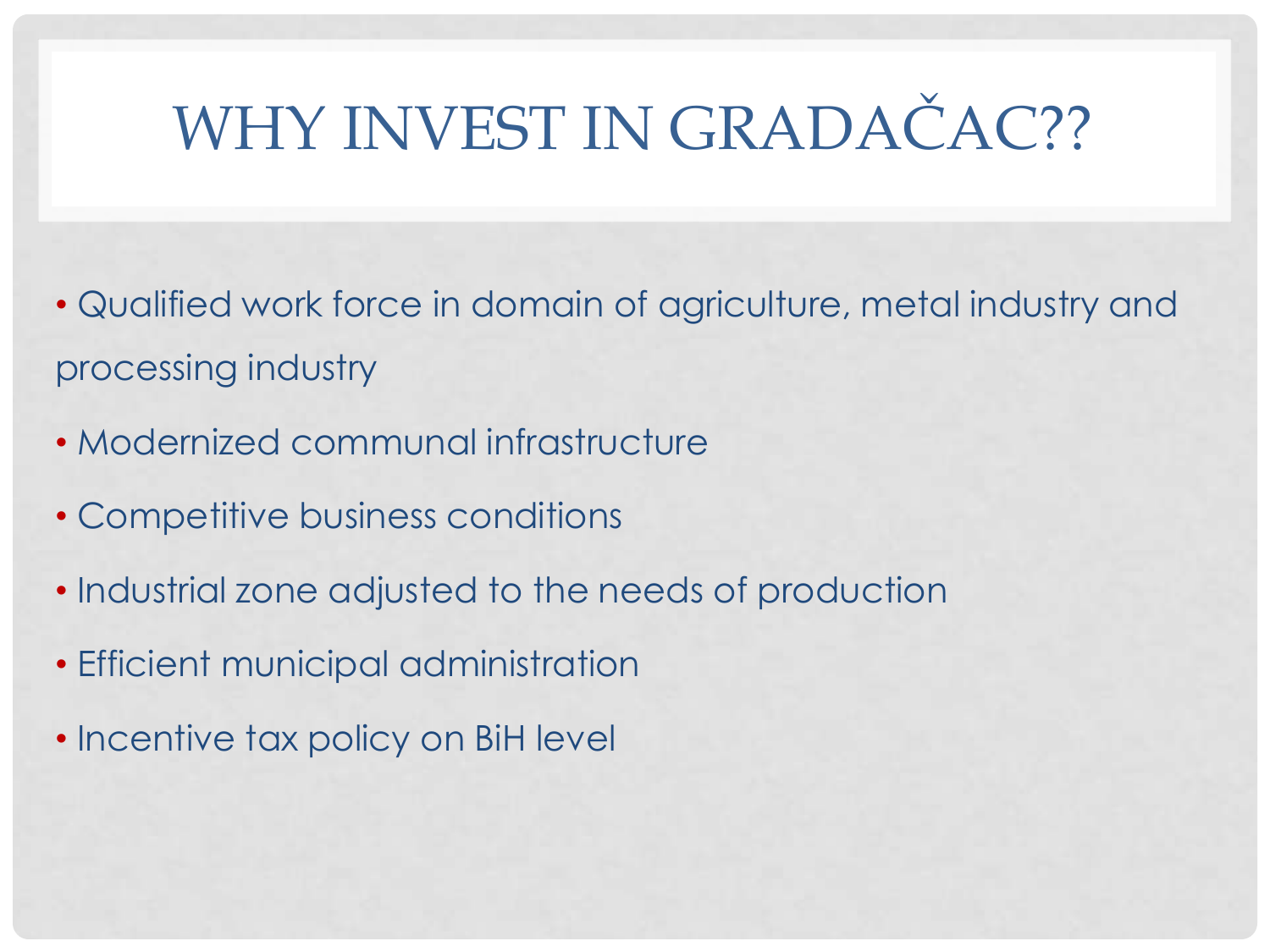# WHY INVEST IN GRADAČAC??

- Qualified work force in domain of agriculture, metal industry and processing industry
- Modernized communal infrastructure
- Competitive business conditions
- Industrial zone adjusted to the needs of production
- Efficient municipal administration
- Incentive tax policy on BiH level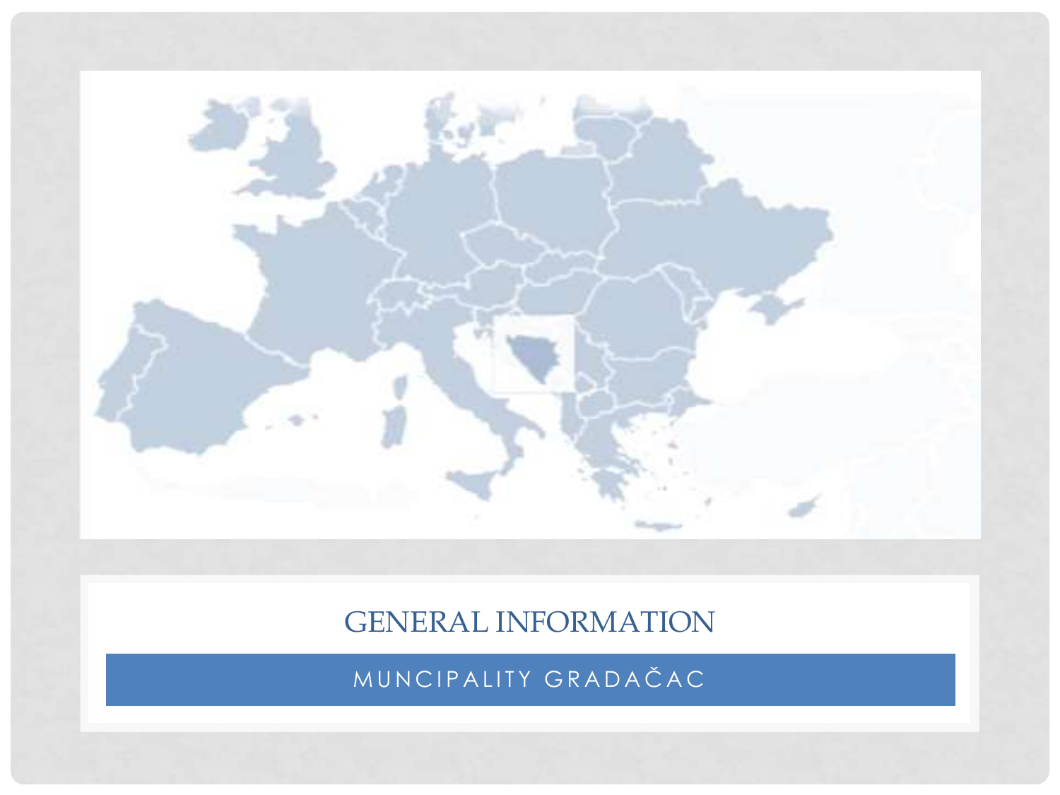# GENERAL INFORMATION

MUNCIPALITY GRADAČAC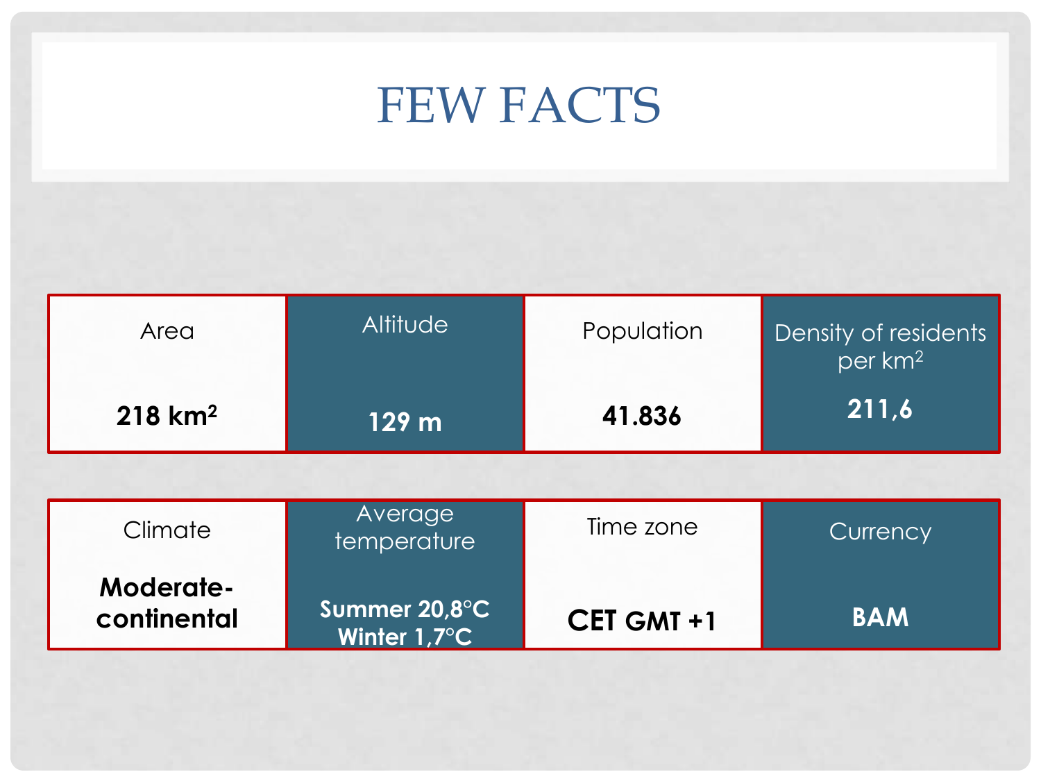# FEW FACTS

| Area | Altitude | Population | Density of residents per km$^2$ |
|---|---|---|---|
| **218 km$^2$** | **129 m** | **41.836** | **211,6** |

| Climate | Average temperature | Time zone | Currency |
|---|---|---|---|
| **Moderate-continental** | **Summer 20,8°C Winter 1,7°C** | **CET GMT +1** | **BAM** |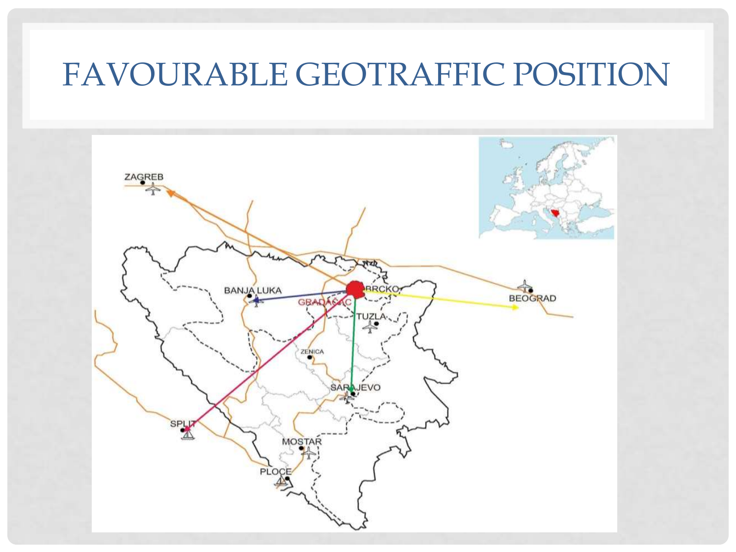# FAVOURABLE GEOTRAFFIC POSITION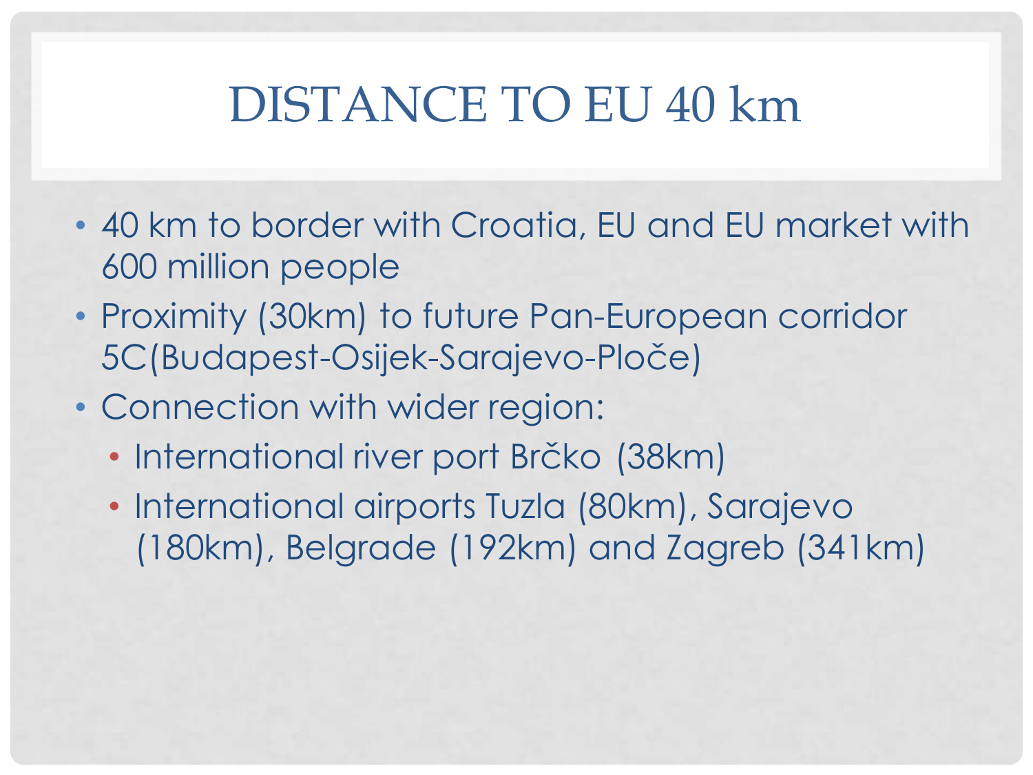# DISTANCE TO EU 40 km

- 40 km to border with Croatia, EU and EU market with 600 million people
- Proximity (30km) to future Pan-European corridor 5C(Budapest-Osijek-Sarajevo-Ploče)
- Connection with wider region:
  - International river port Brčko (38km)
  - International airports Tuzla (80km), Sarajevo (180km), Belgrade (192km) and Zagreb (341km)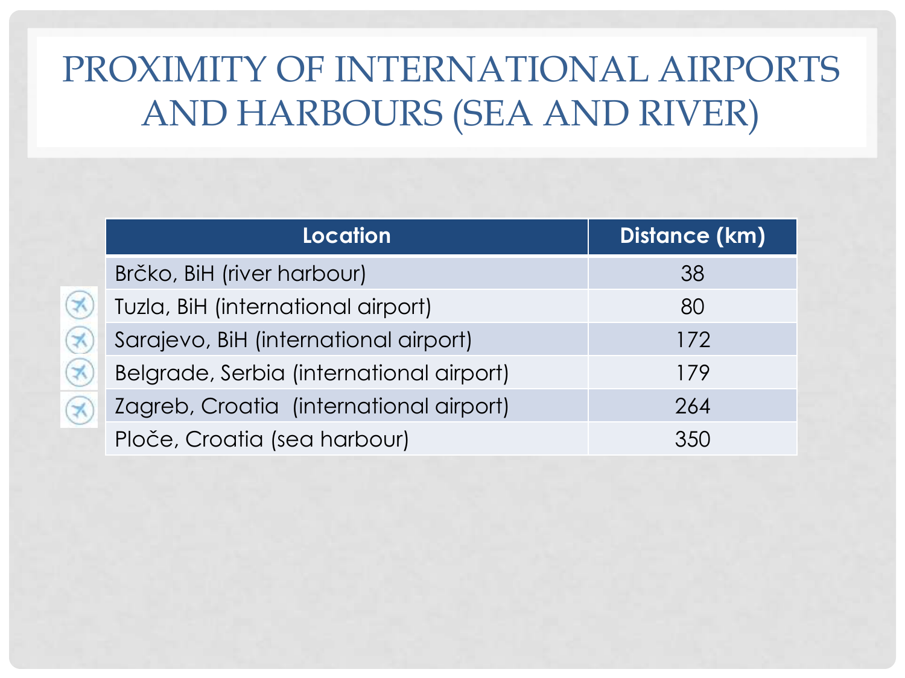# PROXIMITY OF INTERNATIONAL AIRPORTS AND HARBOURS (SEA AND RIVER)

| Location | Distance (km) |
|---|---|
| Brčko, BiH (river harbour) | 38 |
| Tuzla, BiH (international airport) | 80 |
| Sarajevo, BiH (international airport) | 172 |
| Belgrade, Serbia (international airport) | 179 |
| Zagreb, Croatia (international airport) | 264 |
| Ploče, Croatia (sea harbour) | 350 |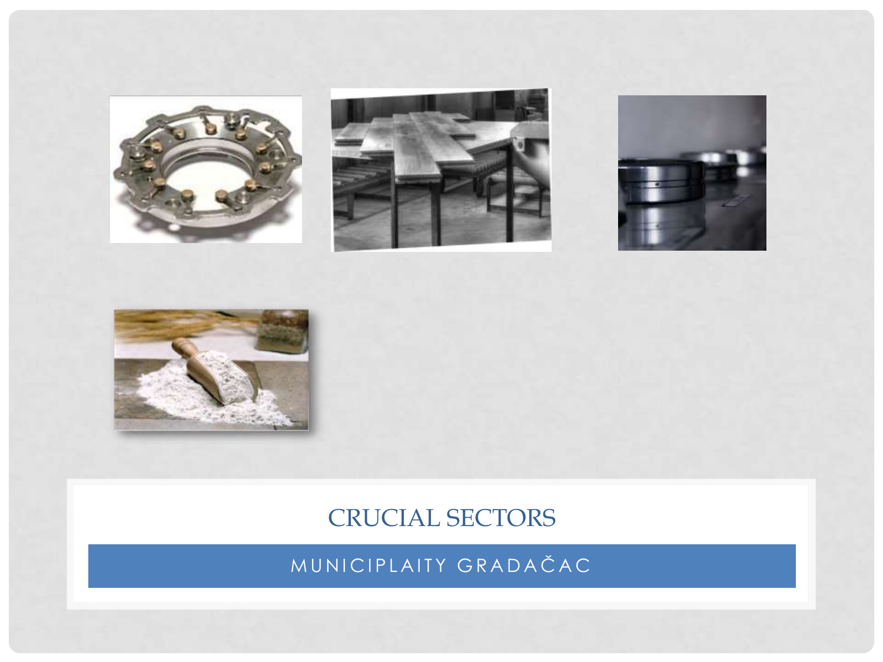# CRUCIAL SECTORS

MUNICIPLAITY GRADAČAC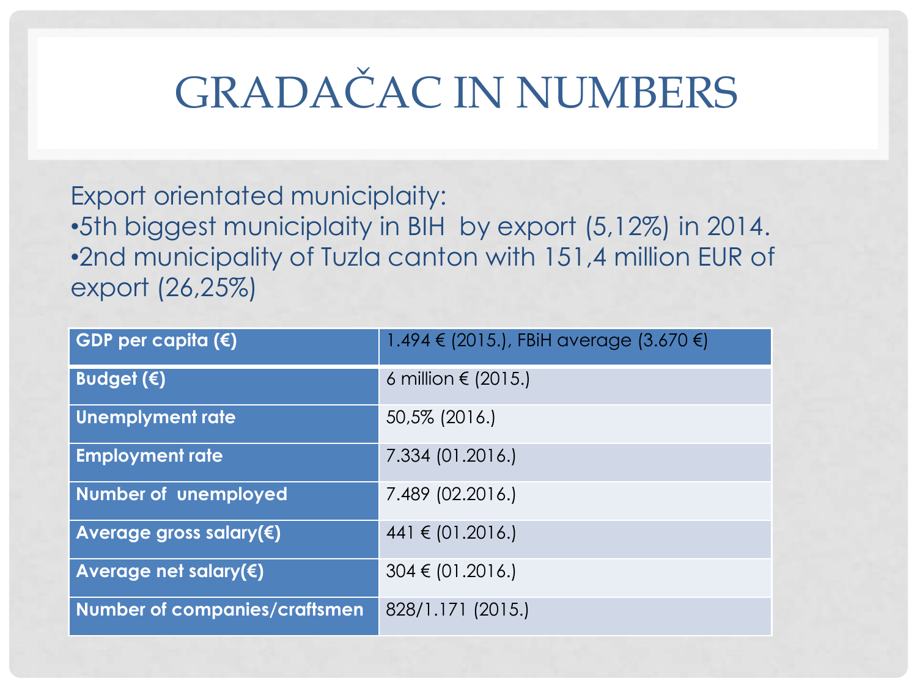# GRADAČAC IN NUMBERS

Export orientated municiplaity:

- 5th biggest municiplaity in BIH by export (5,12%) in 2014.
- 2nd municipality of Tuzla canton with 151,4 million EUR of export (26,25%)

| GDP per capita (€) | 1.494 € (2015.), FBiH average (3.670 €) |
|---|---|
| **Budget (€)** | 6 million € (2015.) |
| **Unemplyment rate** | 50,5% (2016.) |
| **Employment rate** | 7.334 (01.2016.) |
| **Number of unemployed** | 7.489 (02.2016.) |
| **Average gross salary(€)** | 441 € (01.2016.) |
| **Average net salary(€)** | 304 € (01.2016.) |
| **Number of companies/craftsmen** | 828/1.171 (2015.) |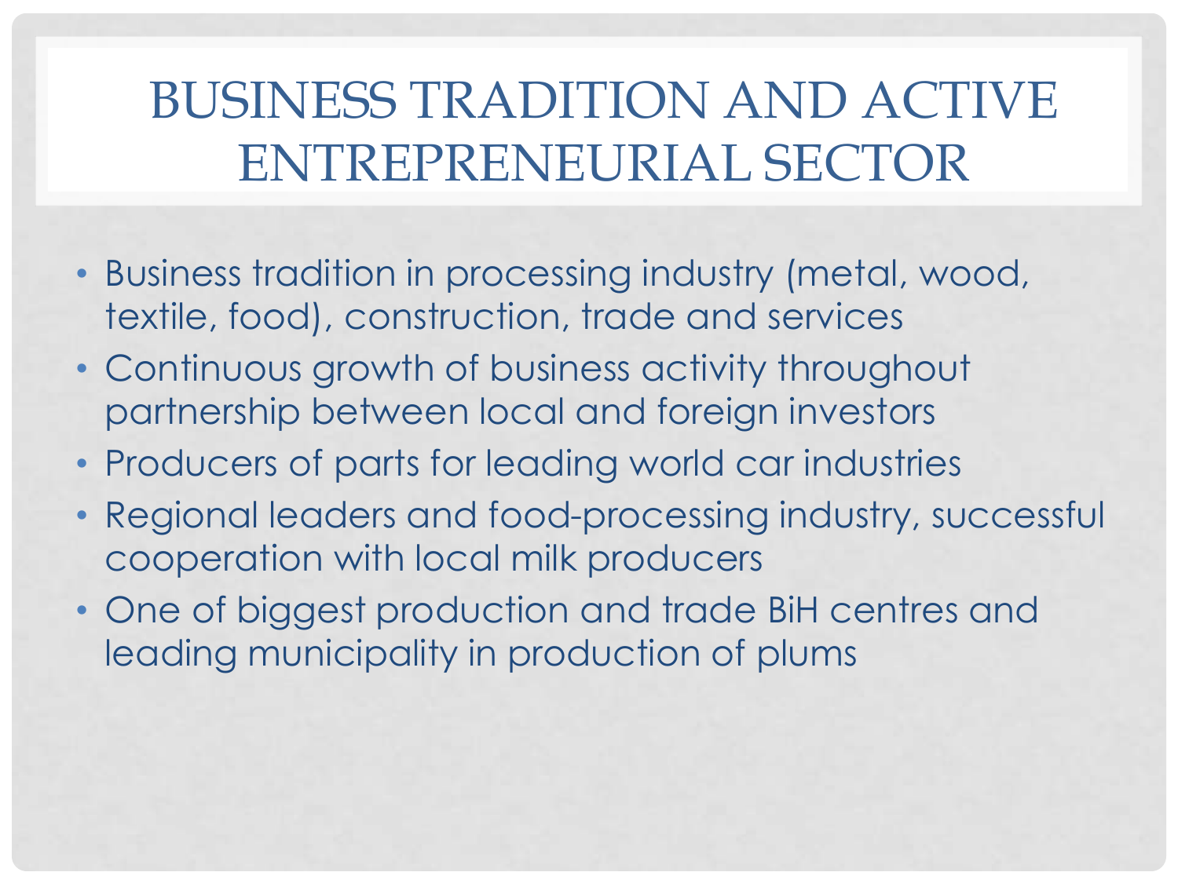# BUSINESS TRADITION AND ACTIVE ENTREPRENEURIAL SECTOR

- Business tradition in processing industry (metal, wood, textile, food), construction, trade and services
- Continuous growth of business activity throughout partnership between local and foreign investors
- Producers of parts for leading world car industries
- Regional leaders and food-processing industry, successful cooperation with local milk producers
- One of biggest production and trade BiH centres and leading municipality in production of plums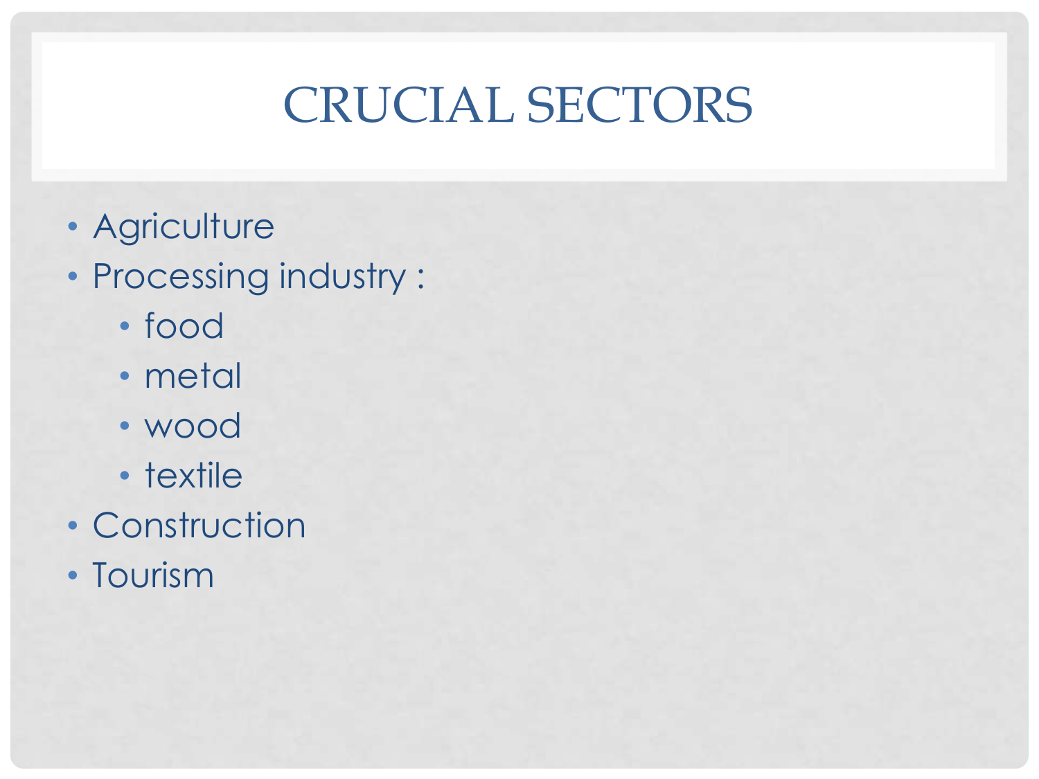# CRUCIAL SECTORS

- Agriculture
- Processing industry :
  - food
  - metal
  - wood
  - textile
- Construction
- Tourism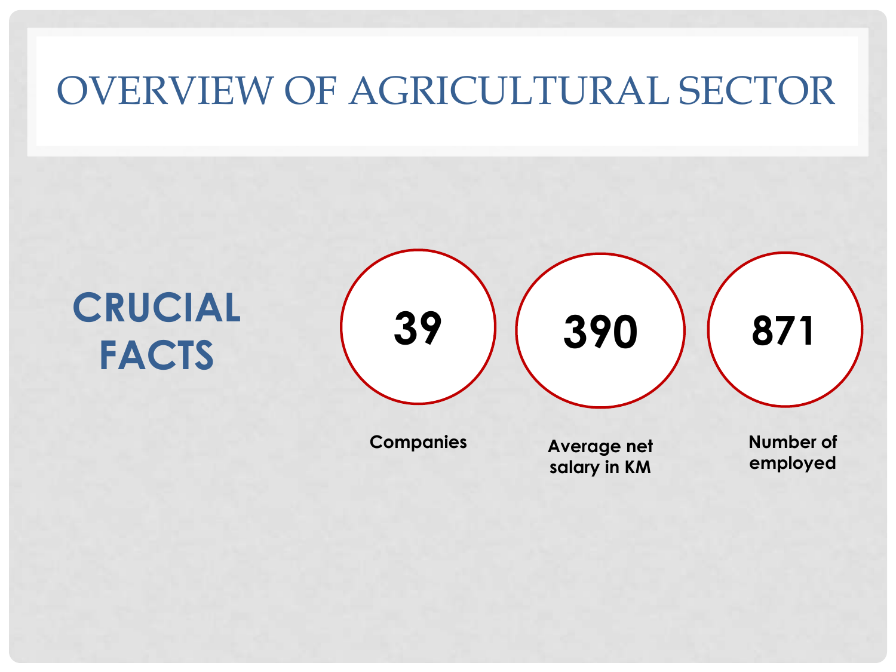# OVERVIEW OF AGRICULTURAL SECTOR

## CRUCIAL FACTS

**39**

**Companies**

**390**

**Average net salary in KM**

**871**

**Number of employed**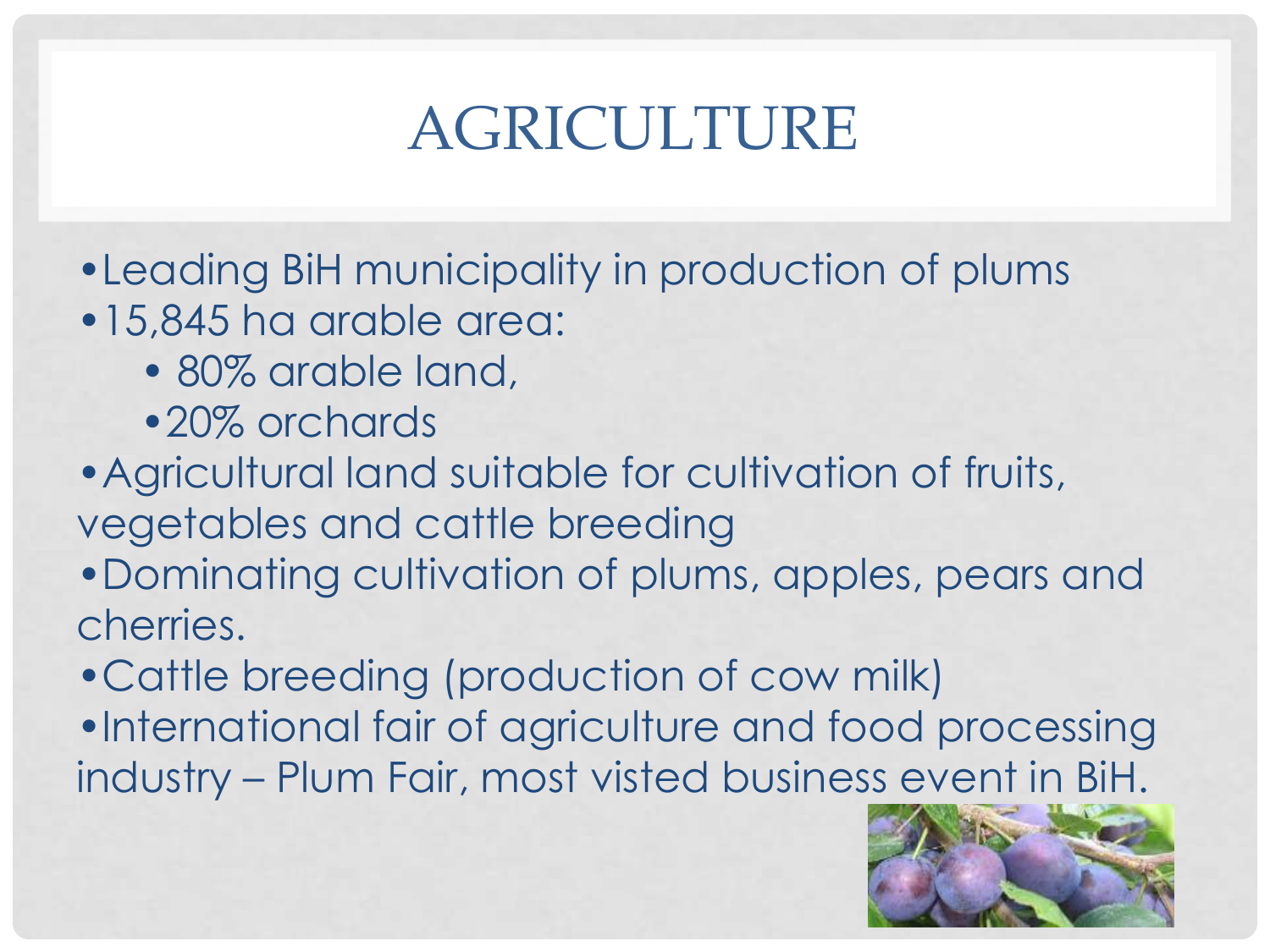# AGRICULTURE

- Leading BiH municipality in production of plums
- 15,845 ha arable area:
  - 80% arable land,
  - 20% orchards
- Agricultural land suitable for cultivation of fruits, vegetables and cattle breeding
- Dominating cultivation of plums, apples, pears and cherries.
- Cattle breeding (production of cow milk)
- International fair of agriculture and food processing industry – Plum Fair, most visted business event in BiH.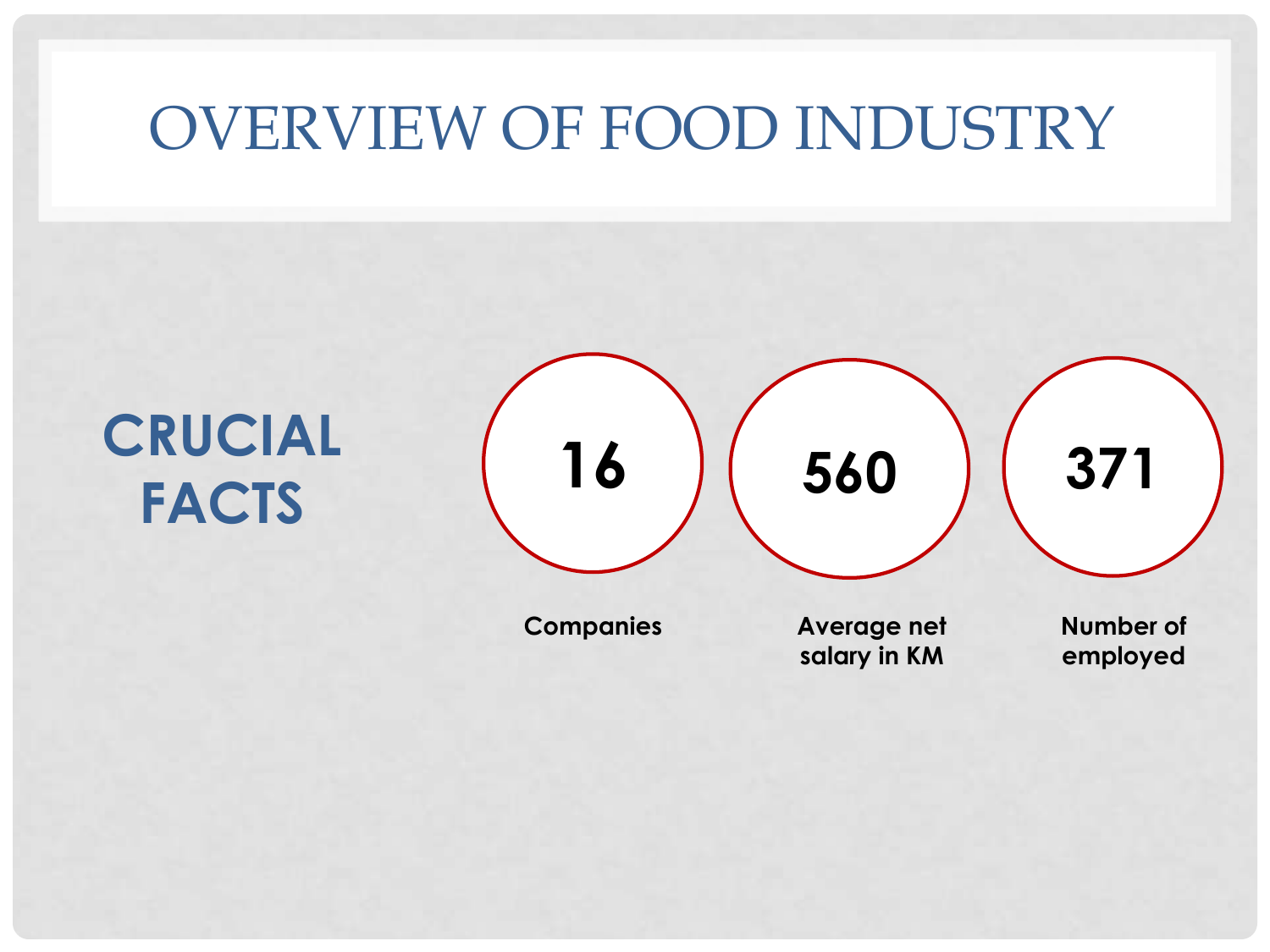# OVERVIEW OF FOOD INDUSTRY

## CRUCIAL FACTS

**16**

Companies

**560**

Average net salary in KM

**371**

Number of employed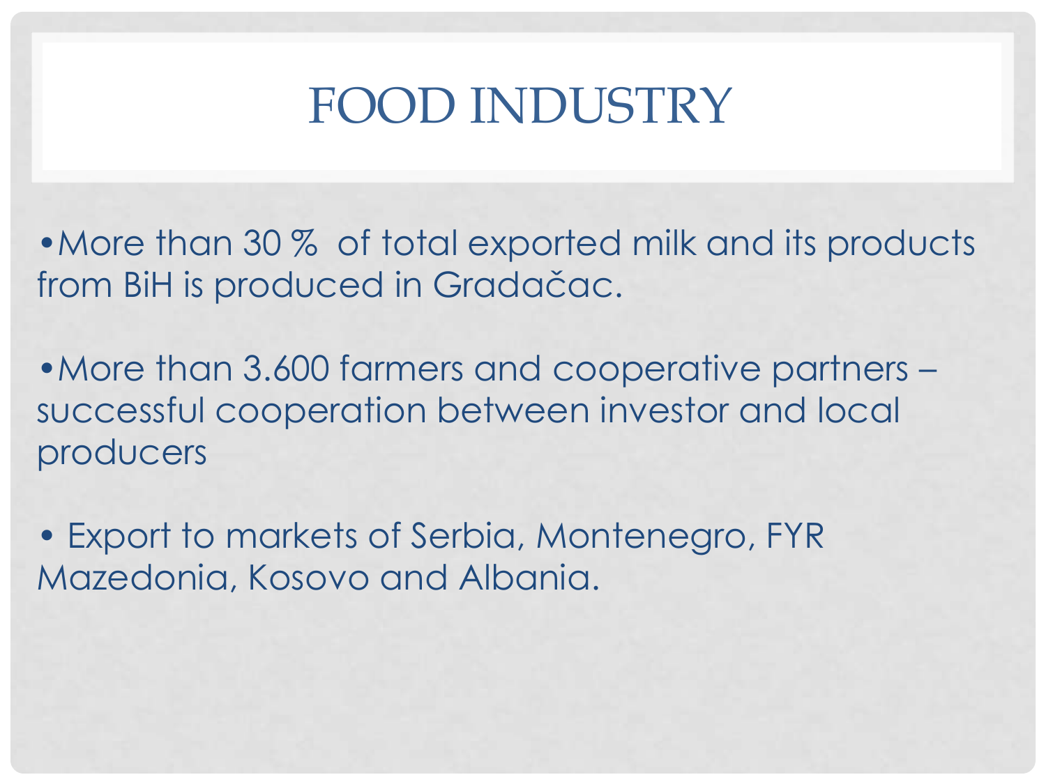# FOOD INDUSTRY

- More than 30 % of total exported milk and its products from BiH is produced in Gradačac.
- More than 3.600 farmers and cooperative partners – successful cooperation between investor and local producers
- Export to markets of Serbia, Montenegro, FYR Mazedonia, Kosovo and Albania.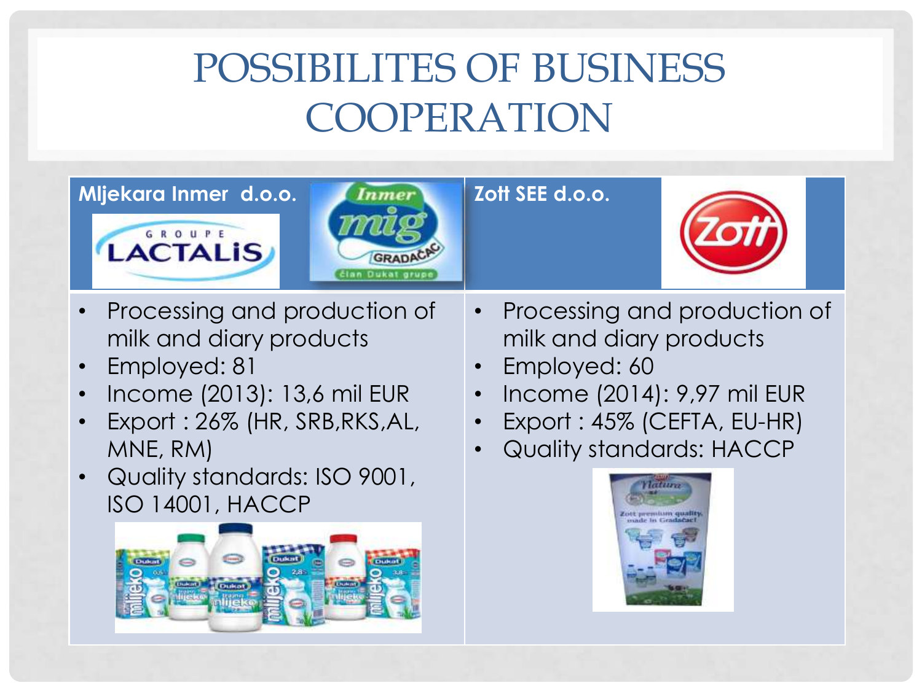# POSSIBILITES OF BUSINESS COOPERATION

| Mljekara Inmer d.o.o. | Zott SEE d.o.o. |
| --- | --- |
| • Processing and production of milk and diary products<br>• Employed: 81<br>• Income (2013): 13,6 mil EUR<br>• Export : 26% (HR, SRB,RKS,AL, MNE, RM)<br>• Quality standards: ISO 9001, ISO 14001, HACCP | • Processing and production of milk and diary products<br>• Employed: 60<br>• Income (2014): 9,97 mil EUR<br>• Export : 45% (CEFTA, EU-HR)<br>• Quality standards: HACCP |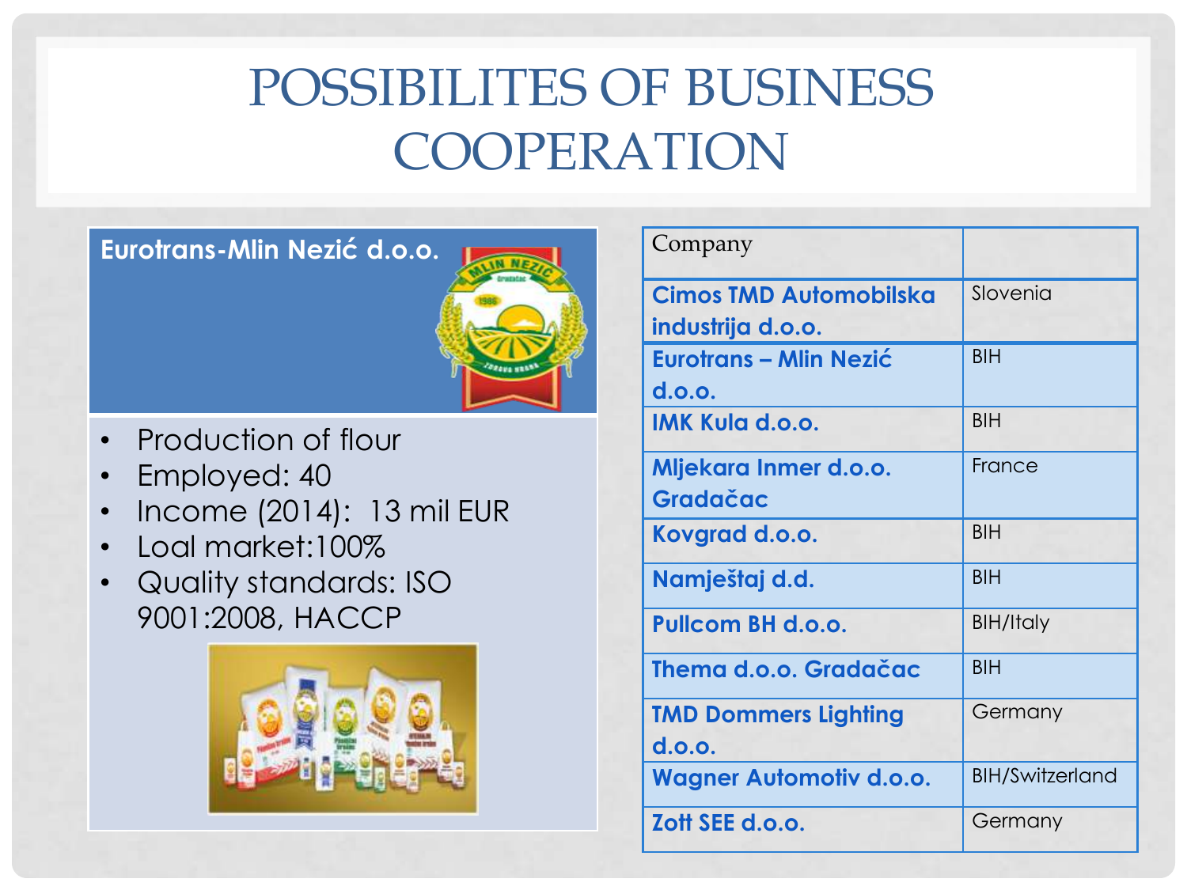# POSSIBILITES OF BUSINESS COOPERATION

**Eurotrans-Mlin Nezić d.o.o.**

- Production of flour
- Employed: 40
- Income (2014): 13 mil EUR
- Loal market:100%
- Quality standards: ISO 9001:2008, HACCP

| Company | |
|---|---|
| **Cimos TMD Automobilska industrija d.o.o.** | Slovenia |
| **Eurotrans – Mlin Nezić d.o.o.** | BIH |
| **IMK Kula d.o.o.** | BIH |
| **Mljekara Inmer d.o.o. Gradačac** | France |
| **Kovgrad d.o.o.** | BIH |
| **Namještaj d.d.** | BIH |
| **Pullcom BH d.o.o.** | BIH/Italy |
| **Thema d.o.o. Gradačac** | BIH |
| **TMD Dommers Lighting d.o.o.** | Germany |
| **Wagner Automotiv d.o.o.** | BIH/Switzerland |
| **Zott SEE d.o.o.** | Germany |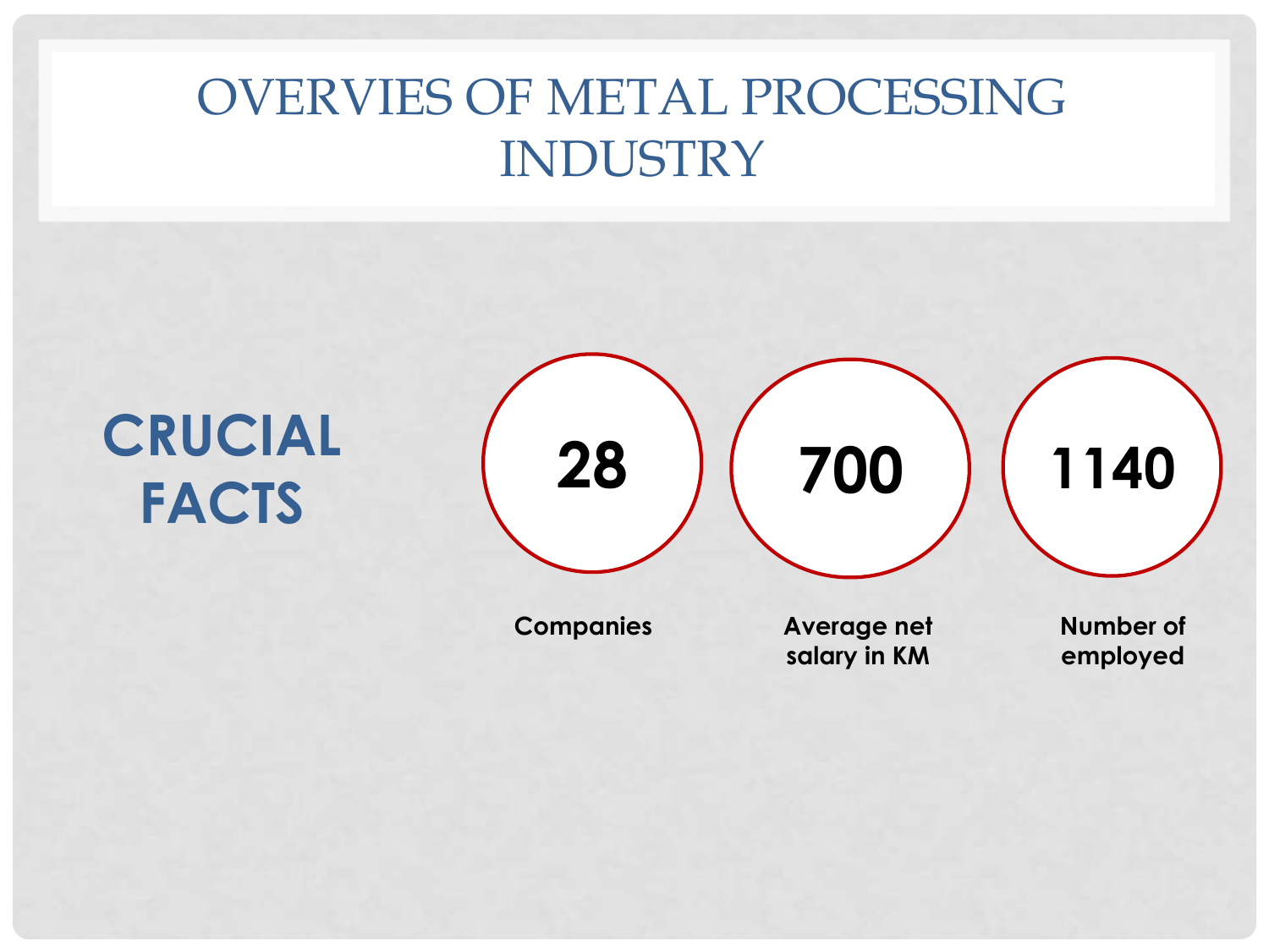# OVERVIES OF METAL PROCESSING INDUSTRY

## CRUCIAL FACTS

**28**

Companies

**700**

Average net salary in KM

**1140**

Number of employed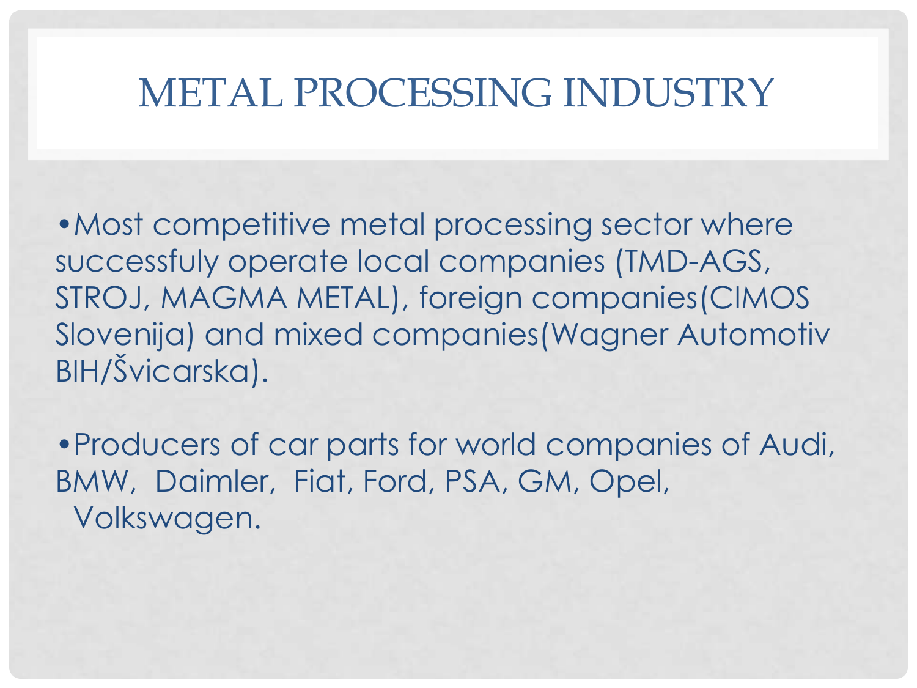# METAL PROCESSING INDUSTRY

- Most competitive metal processing sector where successfuly operate local companies (TMD-AGS, STROJ, MAGMA METAL), foreign companies(CIMOS Slovenija) and mixed companies(Wagner Automotiv BIH/Švicarska).

- Producers of car parts for world companies of Audi, BMW, Daimler, Fiat, Ford, PSA, GM, Opel, Volkswagen.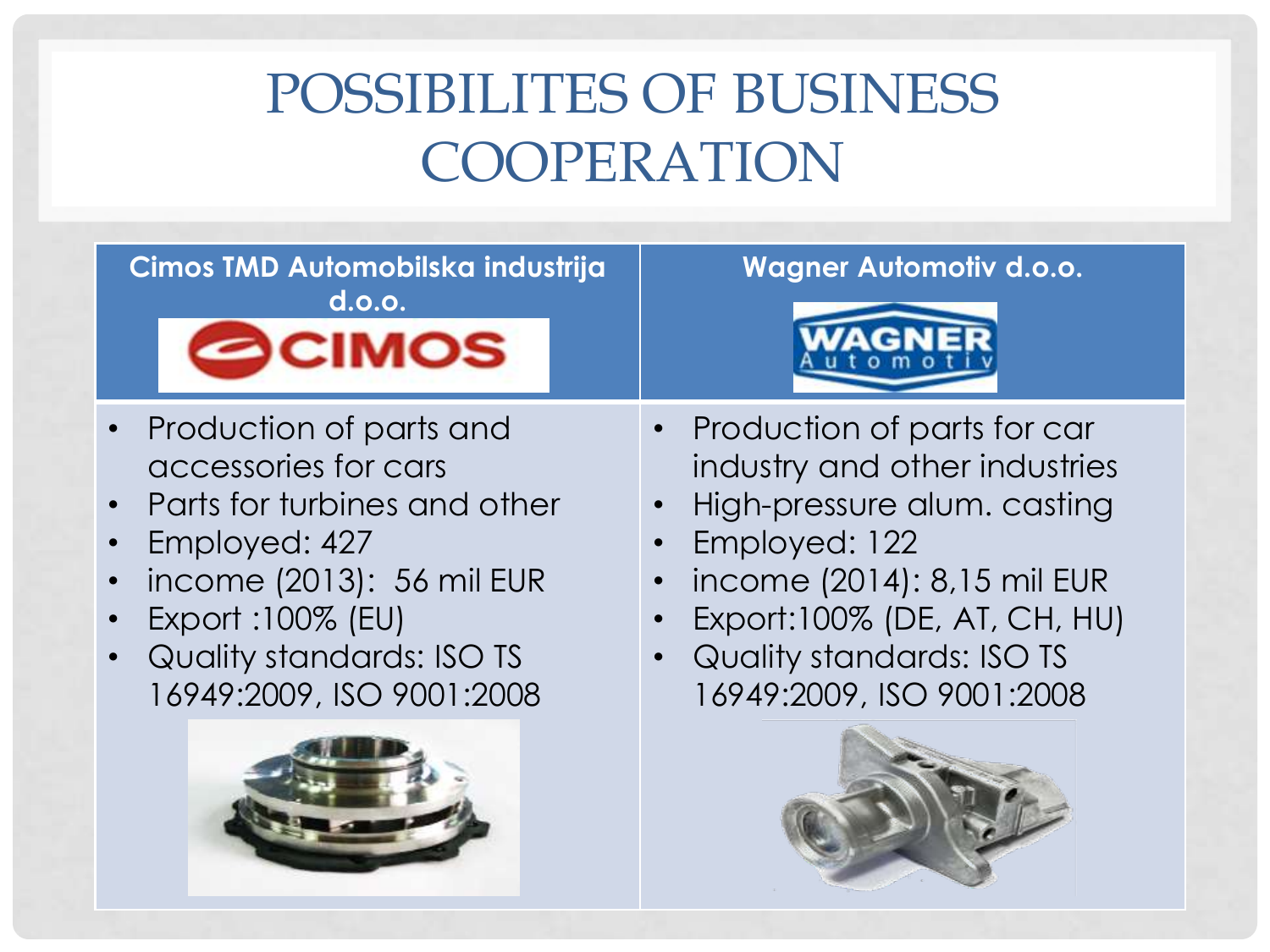# POSSIBILITES OF BUSINESS COOPERATION

| Cimos TMD Automobilska industrija d.o.o. | Wagner Automotiv d.o.o. |
|---|---|
| • Production of parts and accessories for cars<br>• Parts for turbines and other<br>• Employed: 427<br>• income (2013): 56 mil EUR<br>• Export :100% (EU)<br>• Quality standards: ISO TS 16949:2009, ISO 9001:2008 | • Production of parts for car industry and other industries<br>• High-pressure alum. casting<br>• Employed: 122<br>• income (2014): 8,15 mil EUR<br>• Export:100% (DE, AT, CH, HU)<br>• Quality standards: ISO TS 16949:2009, ISO 9001:2008 |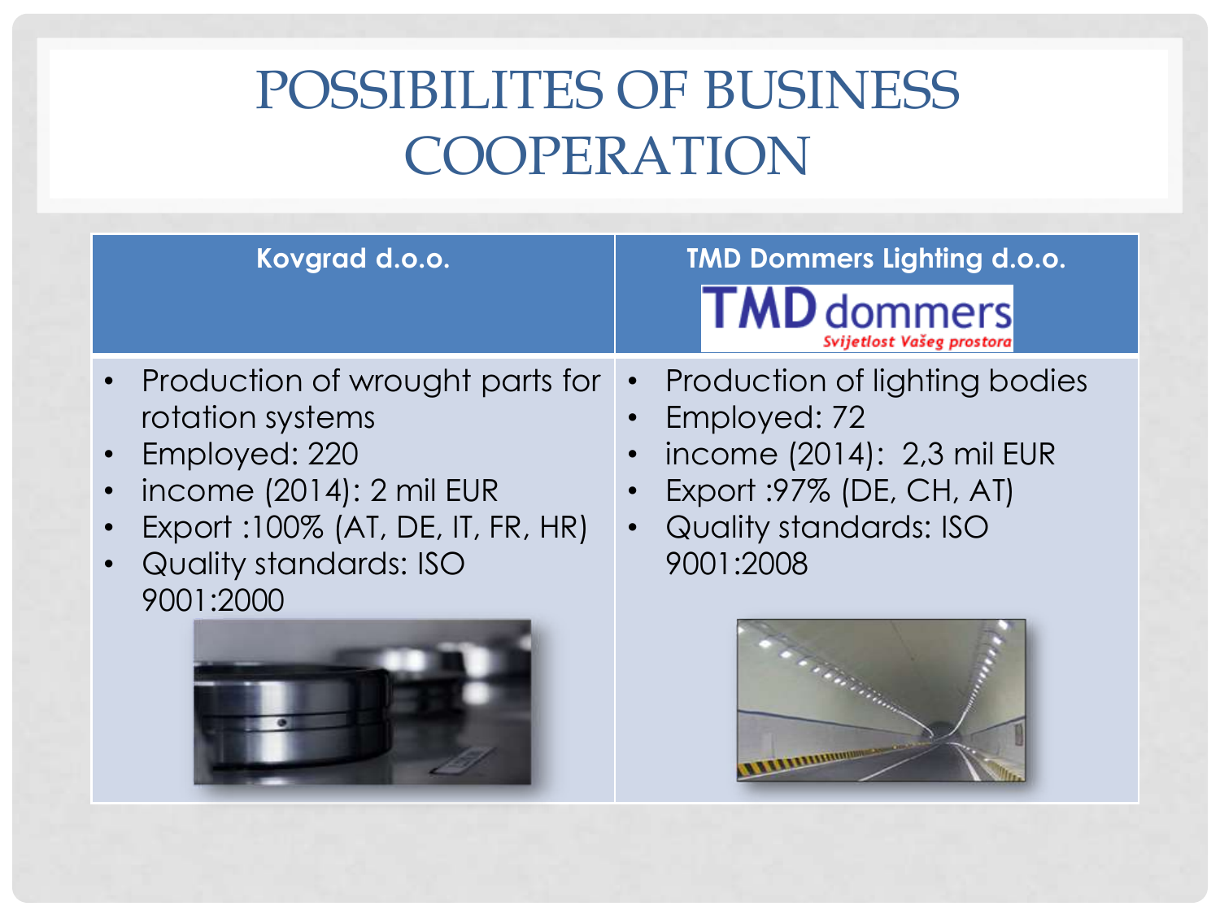# POSSIBILITES OF BUSINESS COOPERATION

| Kovgrad d.o.o. | TMD Dommers Lighting d.o.o. TMD dommers Svijetlost Vašeg prostora |
|---|---|
| • Production of wrought parts for rotation systems<br>• Employed: 220<br>• income (2014): 2 mil EUR<br>• Export :100% (AT, DE, IT, FR, HR)<br>• Quality standards: ISO 9001:2000 | • Production of lighting bodies<br>• Employed: 72<br>• income (2014): 2,3 mil EUR<br>• Export :97% (DE, CH, AT)<br>• Quality standards: ISO 9001:2008 |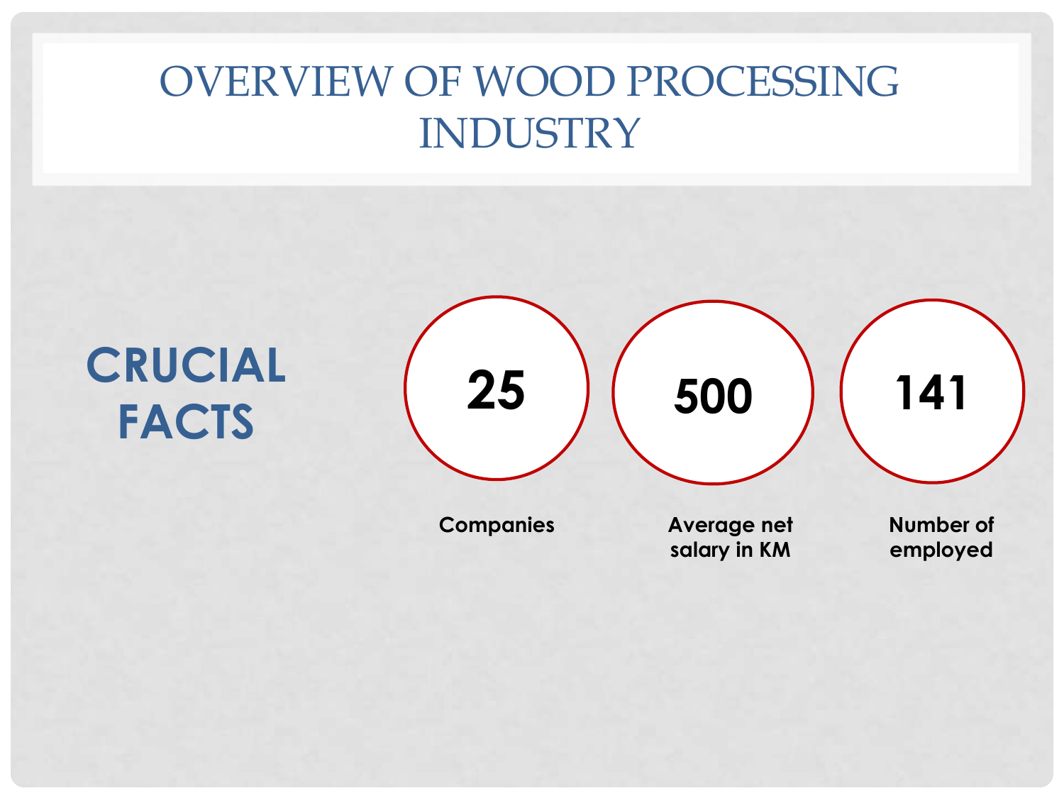# OVERVIEW OF WOOD PROCESSING INDUSTRY

## CRUCIAL FACTS

**25**

**Companies**

**500**

**Average net salary in KM**

**141**

**Number of employed**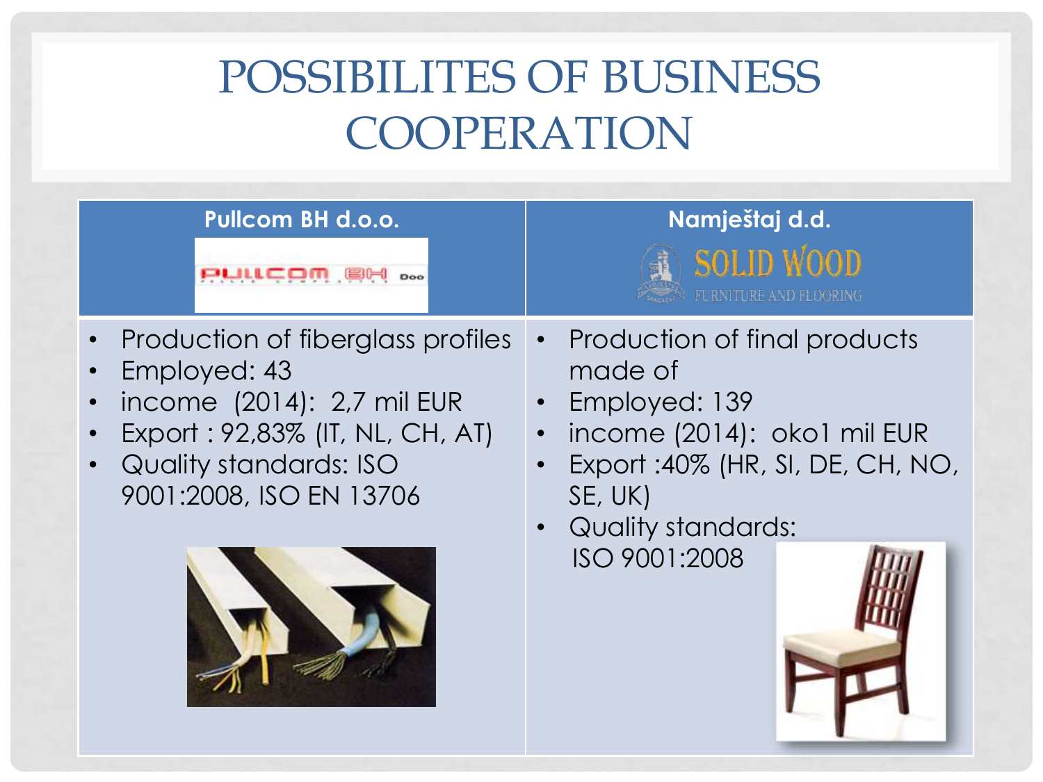# POSSIBILITES OF BUSINESS COOPERATION

| Pullcom BH d.o.o. | Namještaj d.d. |
| --- | --- |
| • Production of fiberglass profiles<br>• Employed: 43<br>• income (2014): 2,7 mil EUR<br>• Export : 92,83% (IT, NL, CH, AT)<br>• Quality standards: ISO 9001:2008, ISO EN 13706 | • Production of final products made of<br>• Employed: 139<br>• income (2014): oko1 mil EUR<br>• Export :40% (HR, SI, DE, CH, NO, SE, UK)<br>• Quality standards: ISO 9001:2008 |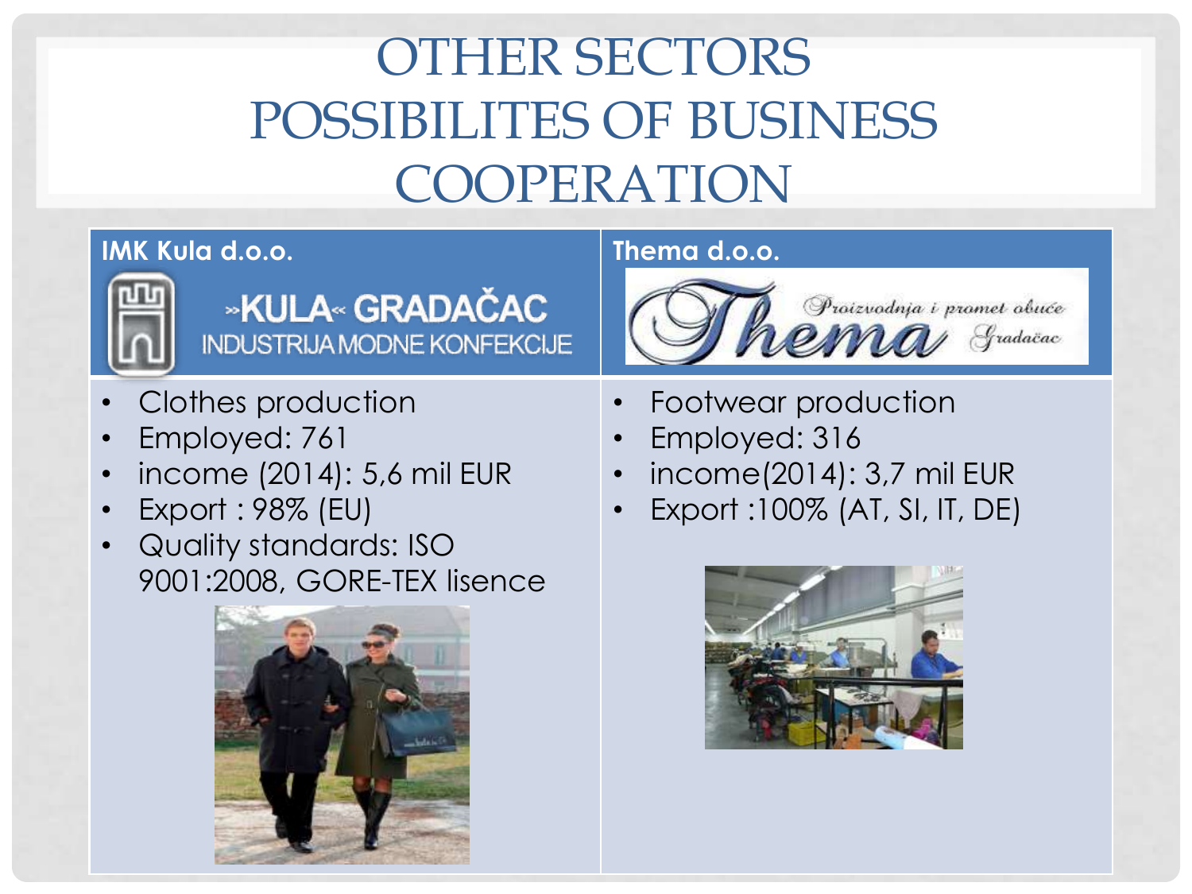# OTHER SECTORS POSSIBILITES OF BUSINESS COOPERATION

| IMK Kula d.o.o. | Thema d.o.o. |
| --- | --- |
| »KULA« GRADAČAC INDUSTRIJA MODNE KONFEKCIJE | Thema Proizvodnja i promet obuće Gradačac |
| • Clothes production<br>• Employed: 761<br>• income (2014): 5,6 mil EUR<br>• Export : 98% (EU)<br>• Quality standards: ISO 9001:2008, GORE-TEX lisence | • Footwear production<br>• Employed: 316<br>• income(2014): 3,7 mil EUR<br>• Export :100% (AT, SI, IT, DE) |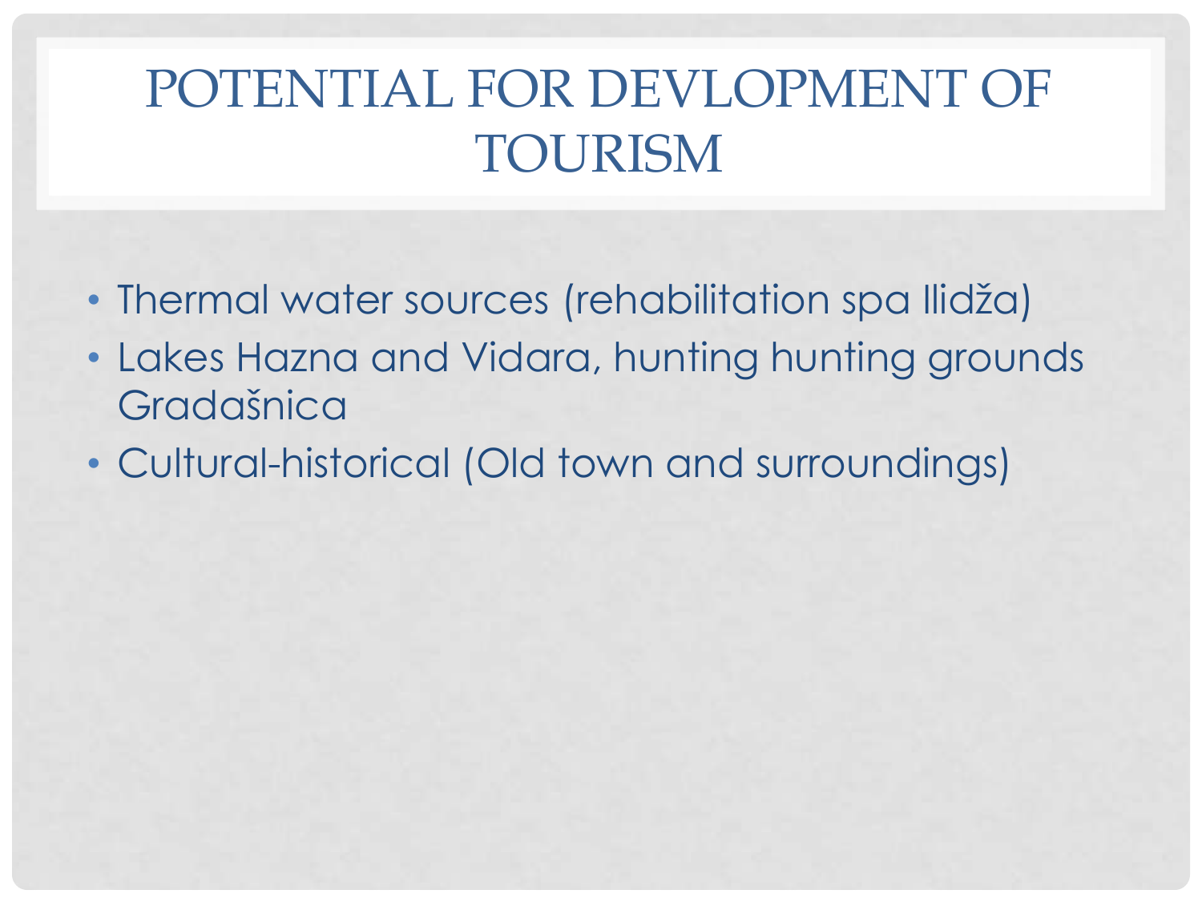# POTENTIAL FOR DEVLOPMENT OF TOURISM

- Thermal water sources (rehabilitation spa Ilidža)
- Lakes Hazna and Vidara, hunting hunting grounds Gradašnica
- Cultural-historical (Old town and surroundings)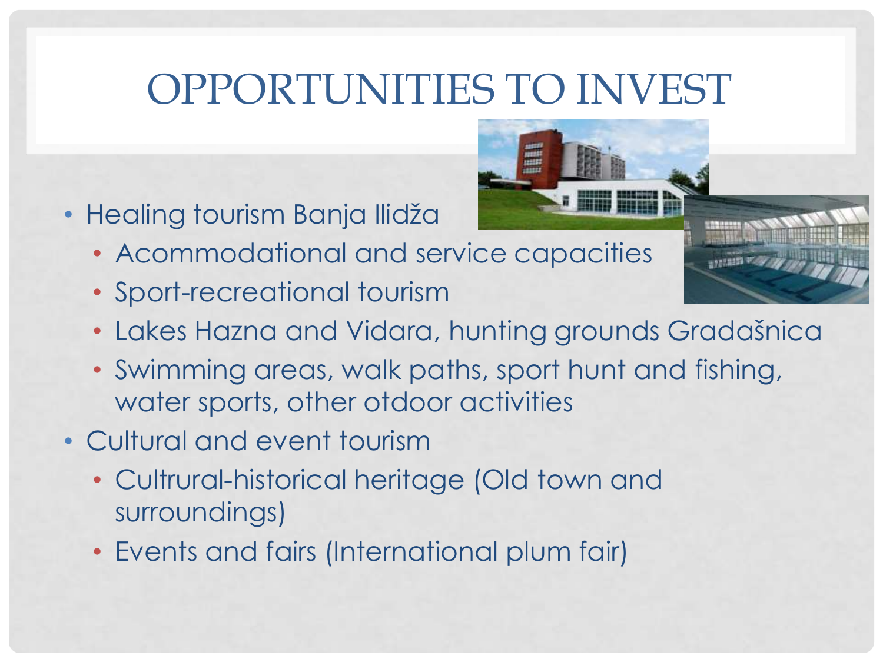# OPPORTUNITIES TO INVEST

- Healing tourism Banja Ilidža
  - Acommodational and service capacities
  - Sport-recreational tourism
  - Lakes Hazna and Vidara, hunting grounds Gradašnica
  - Swimming areas, walk paths, sport hunt and fishing, water sports, other otdoor activities
- Cultural and event tourism
  - Cultrural-historical heritage (Old town and surroundings)
  - Events and fairs (International plum fair)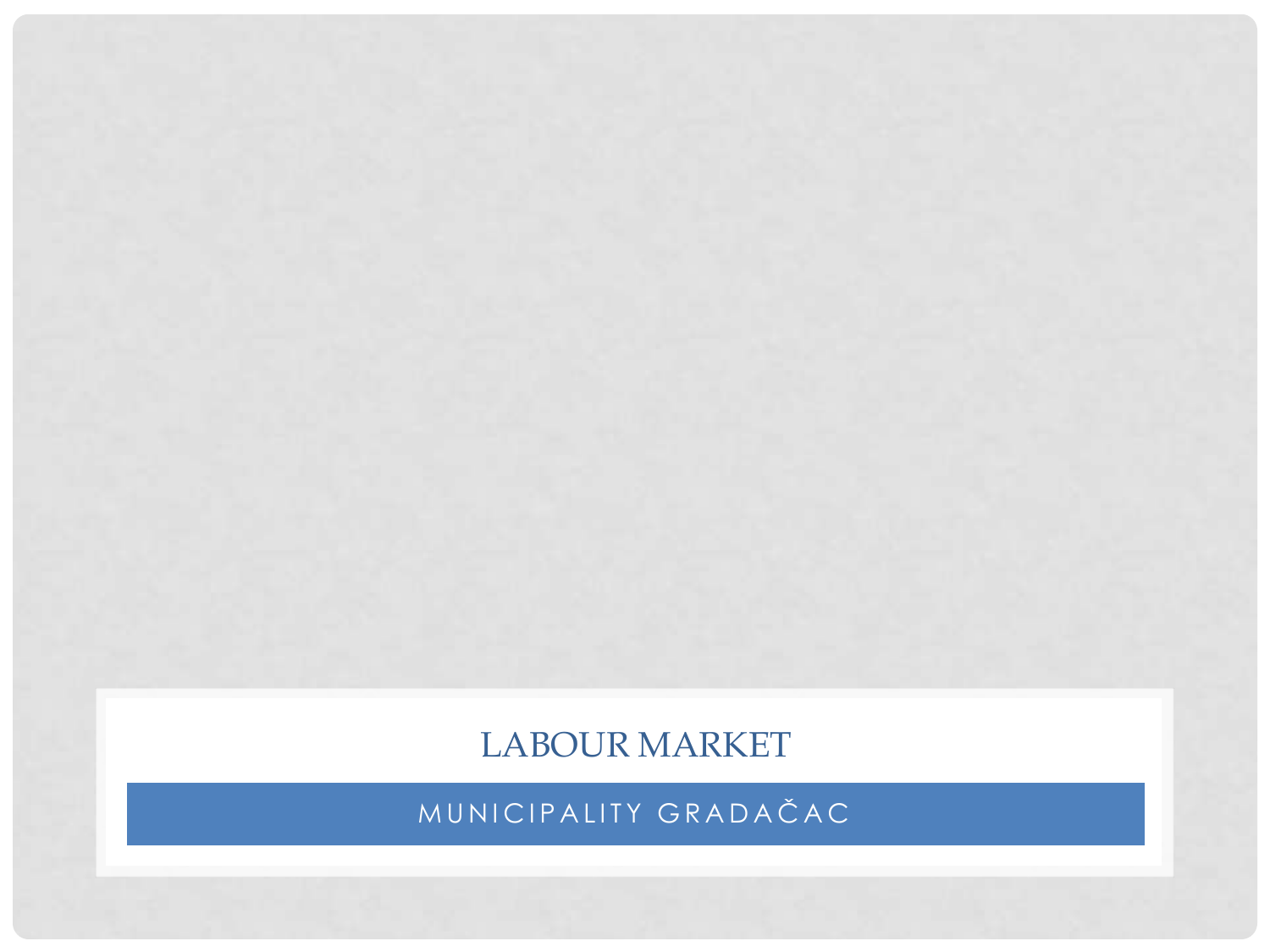# LABOUR MARKET

## MUNICIPALITY GRADAČAC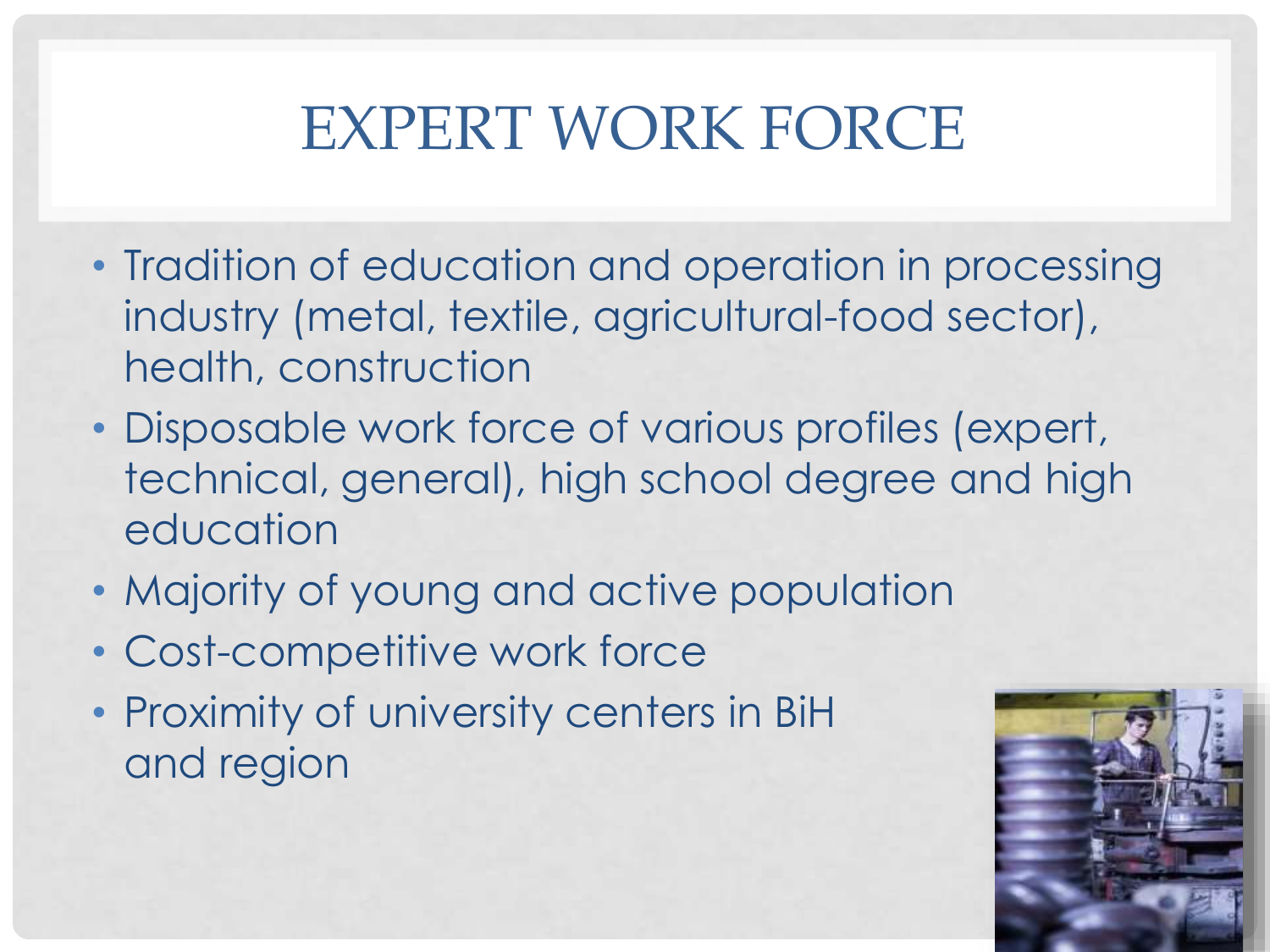# EXPERT WORK FORCE

- Tradition of education and operation in processing industry (metal, textile, agricultural-food sector), health, construction
- Disposable work force of various profiles (expert, technical, general), high school degree and high education
- Majority of young and active population
- Cost-competitive work force
- Proximity of university centers in BiH and region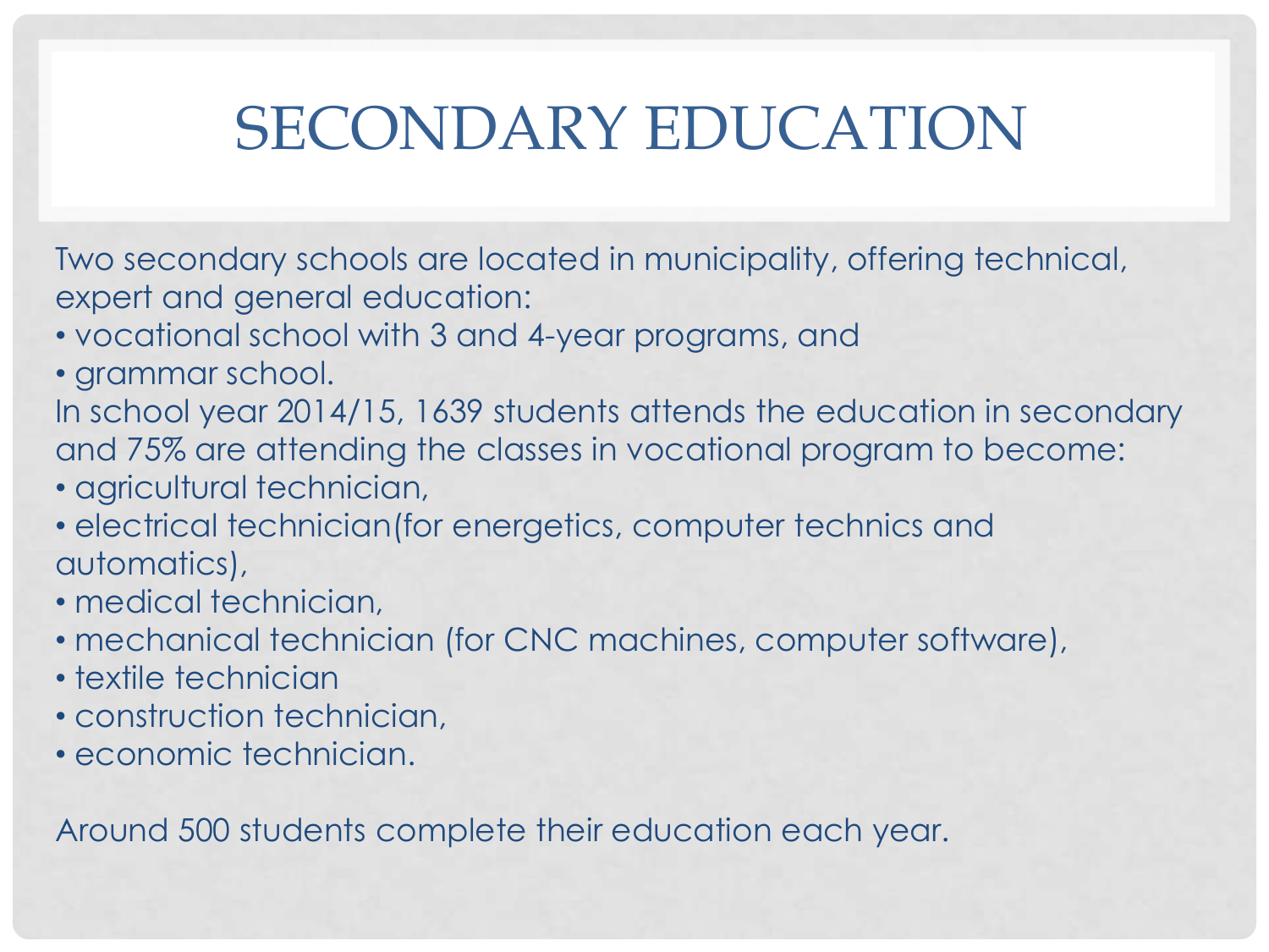# SECONDARY EDUCATION

Two secondary schools are located in municipality, offering technical, expert and general education:

- vocational school with 3 and 4-year programs, and
- grammar school.

In school year 2014/15, 1639 students attends the education in secondary and 75% are attending the classes in vocational program to become:

- agricultural technician,
- electrical technician(for energetics, computer technics and automatics),
- medical technician,
- mechanical technician (for CNC machines, computer software),
- textile technician
- construction technician,
- economic technician.

Around 500 students complete their education each year.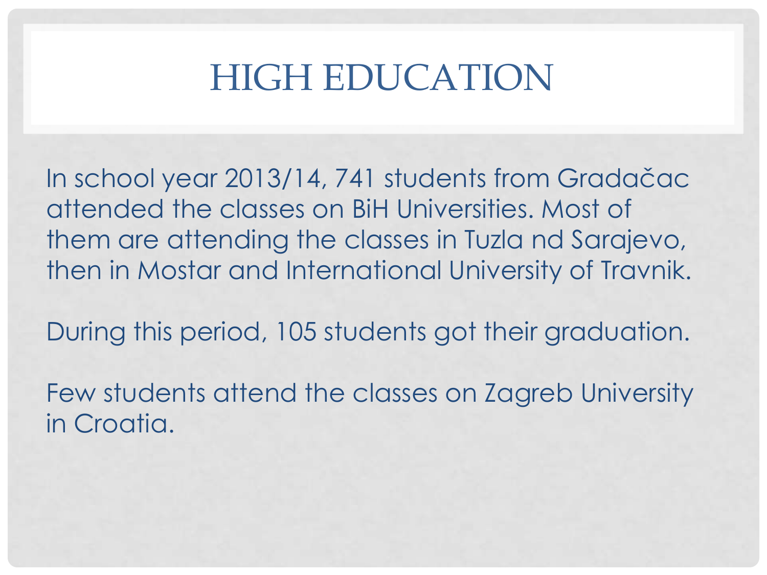# HIGH EDUCATION

In school year 2013/14, 741 students from Gradačac attended the classes on BiH Universities. Most of them are attending the classes in Tuzla nd Sarajevo, then in Mostar and International University of Travnik.

During this period, 105 students got their graduation.

Few students attend the classes on Zagreb University in Croatia.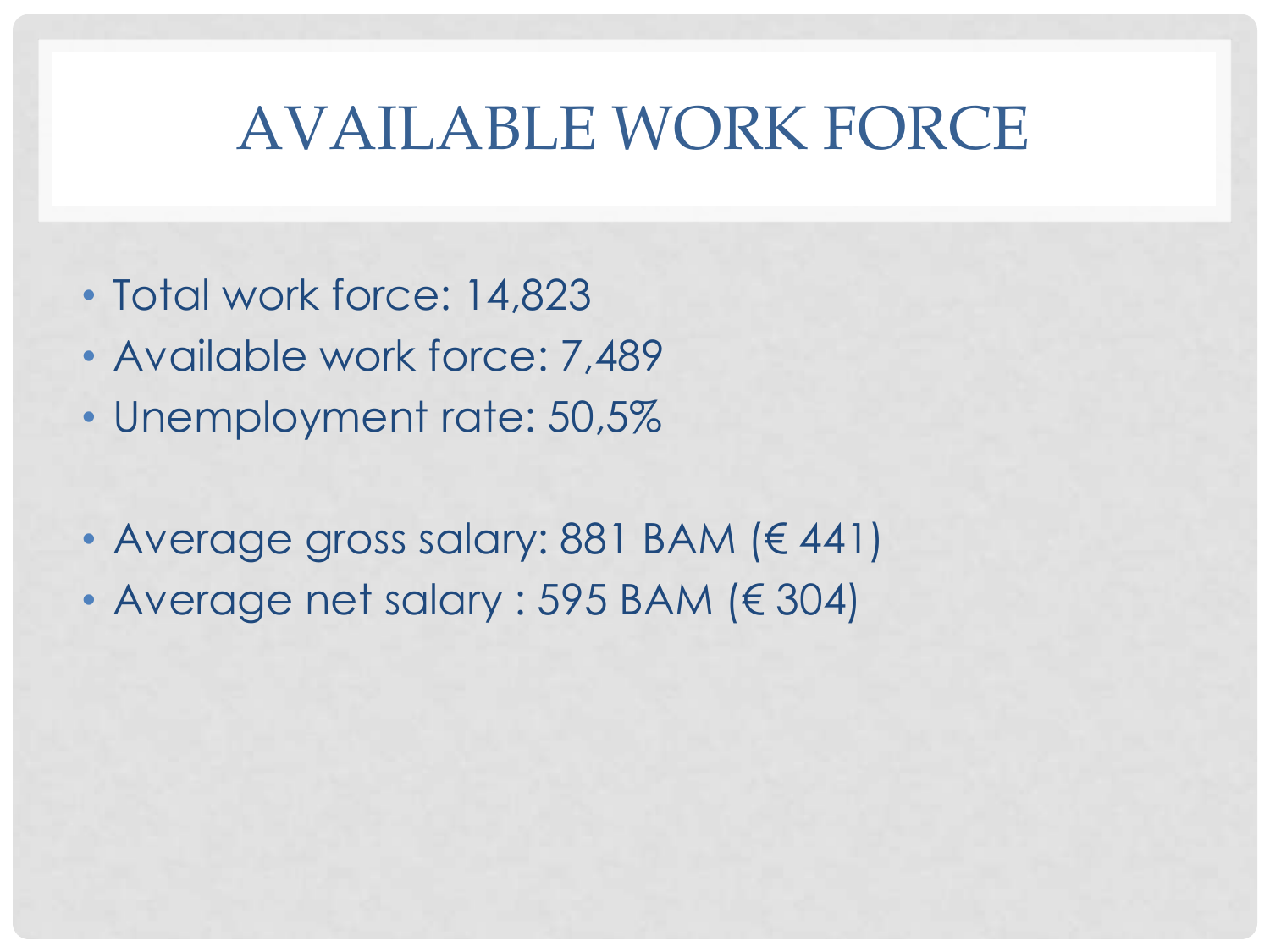# AVAILABLE WORK FORCE

- Total work force: 14,823
- Available work force: 7,489
- Unemployment rate: 50,5%

- Average gross salary: 881 BAM (€ 441)
- Average net salary : 595 BAM (€ 304)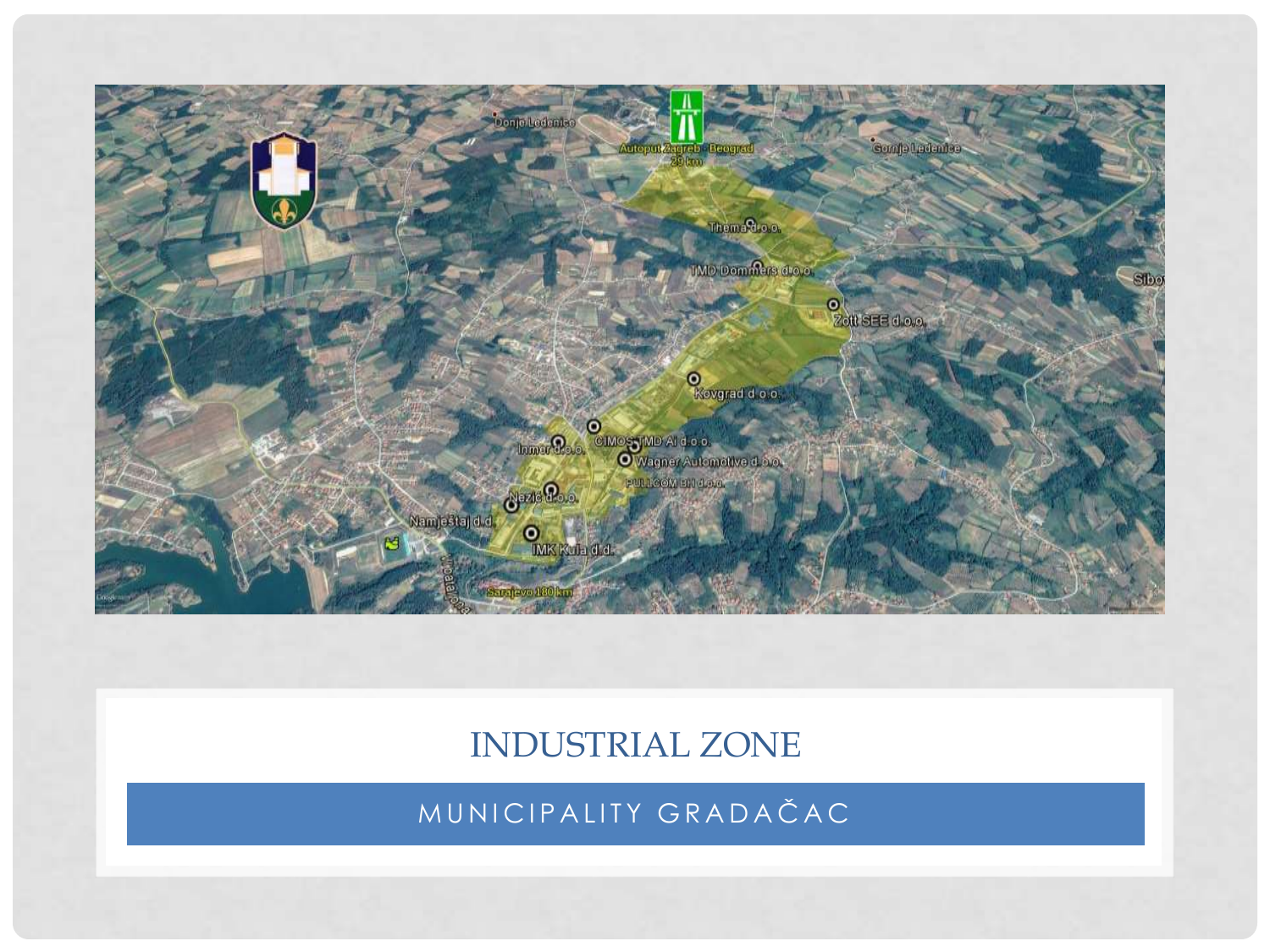# INDUSTRIAL ZONE

MUNICIPALITY GRADAČAC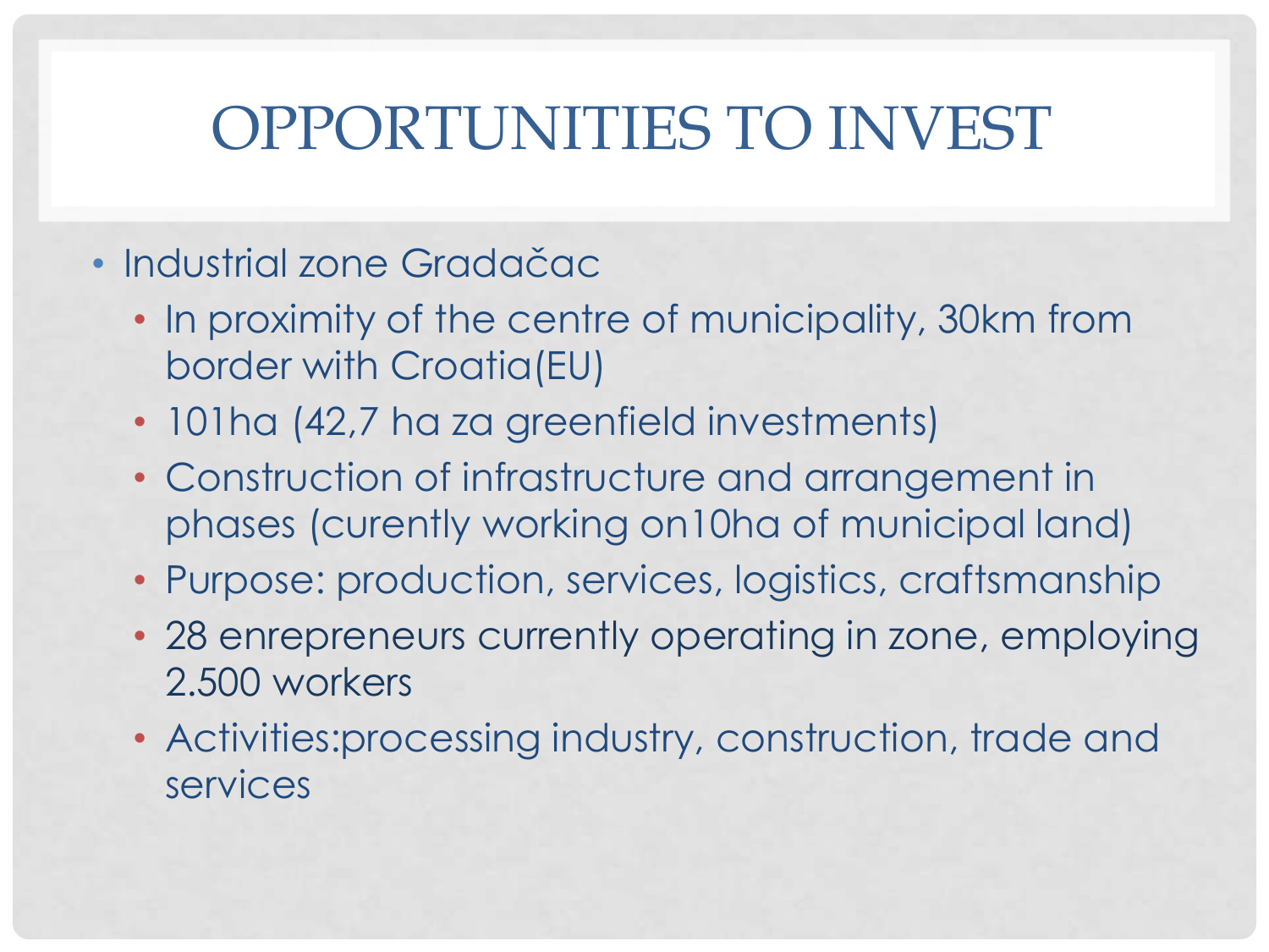# OPPORTUNITIES TO INVEST

- Industrial zone Gradačac
  - In proximity of the centre of municipality, 30km from border with Croatia(EU)
  - 101ha (42,7 ha za greenfield investments)
  - Construction of infrastructure and arrangement in phases (curently working on10ha of municipal land)
  - Purpose: production, services, logistics, craftsmanship
  - 28 enrepreneurs currently operating in zone, employing 2.500 workers
  - Activities:processing industry, construction, trade and services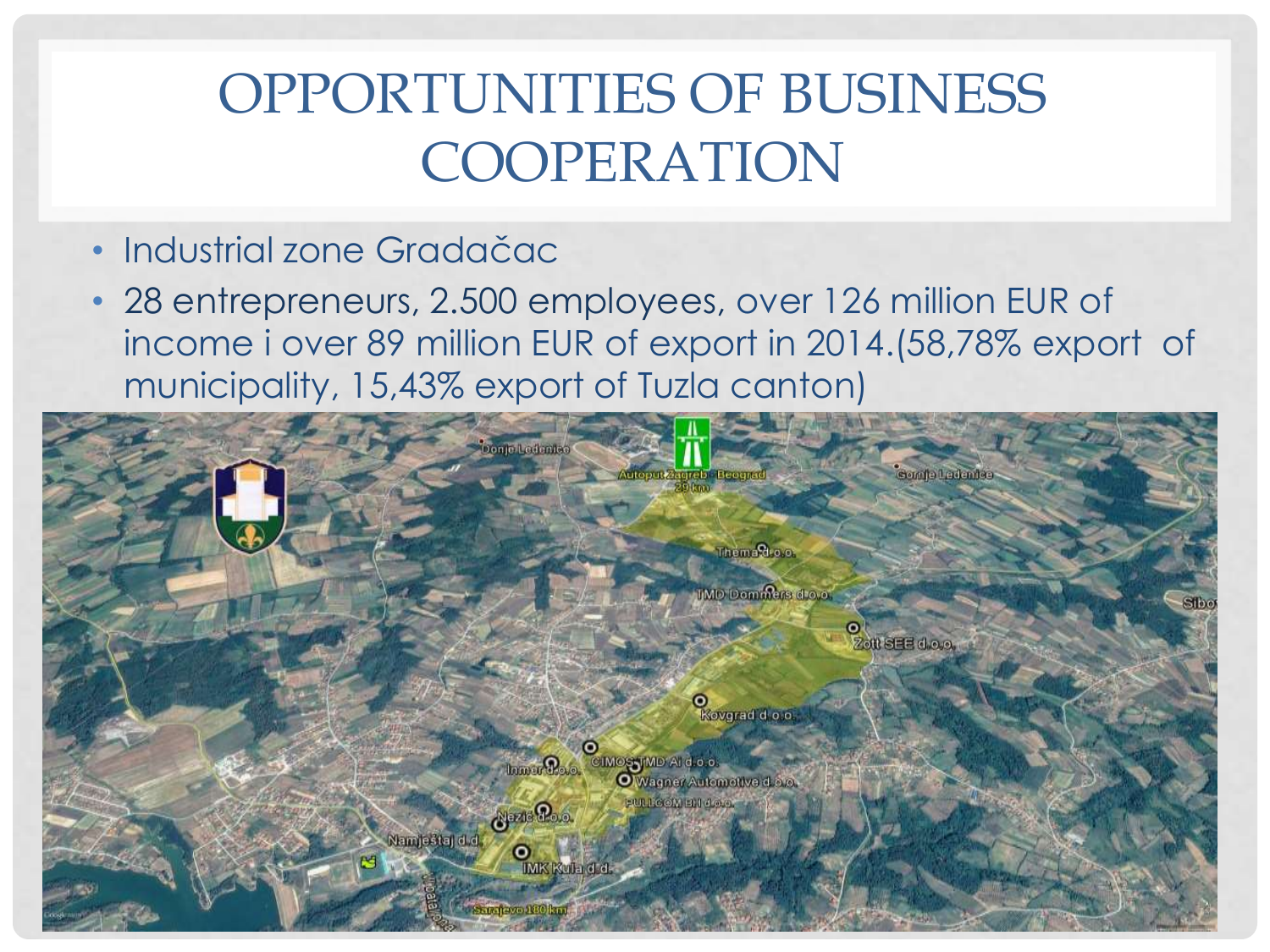# OPPORTUNITIES OF BUSINESS COOPERATION

- Industrial zone Gradačac
- 28 entrepreneurs, 2.500 employees, over 126 million EUR of income i over 89 million EUR of export in 2014.(58,78% export of municipality, 15,43% export of Tuzla canton)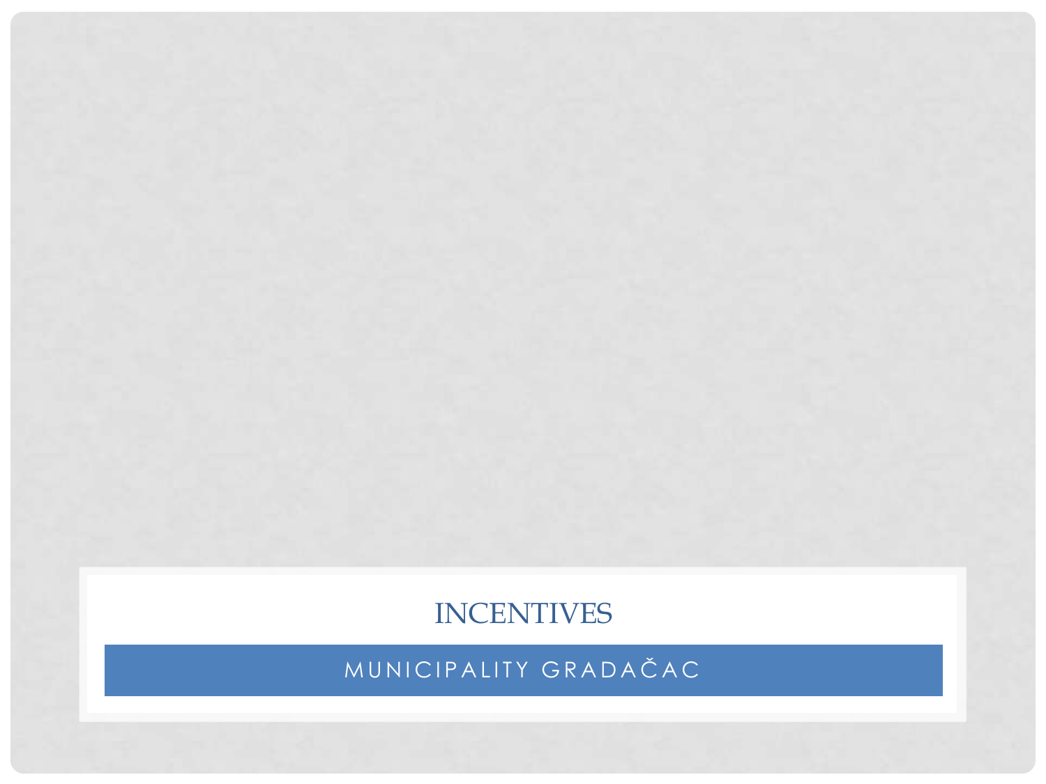# INCENTIVES

MUNICIPALITY GRADAČAC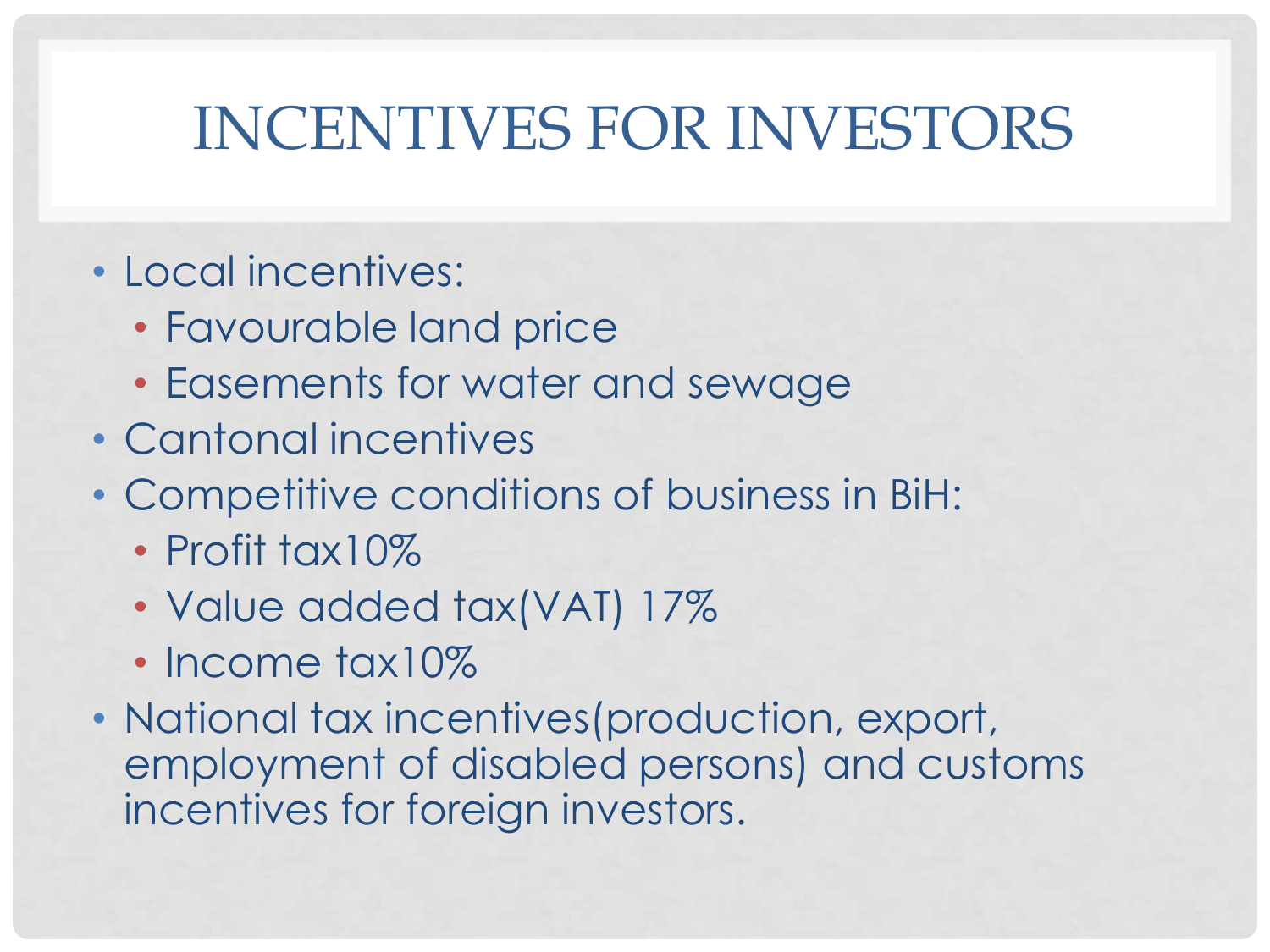# INCENTIVES FOR INVESTORS

- Local incentives:
  - Favourable land price
  - Easements for water and sewage
- Cantonal incentives
- Competitive conditions of business in BiH:
  - Profit tax10%
  - Value added tax(VAT) 17%
  - Income tax10%
- National tax incentives(production, export, employment of disabled persons) and customs incentives for foreign investors.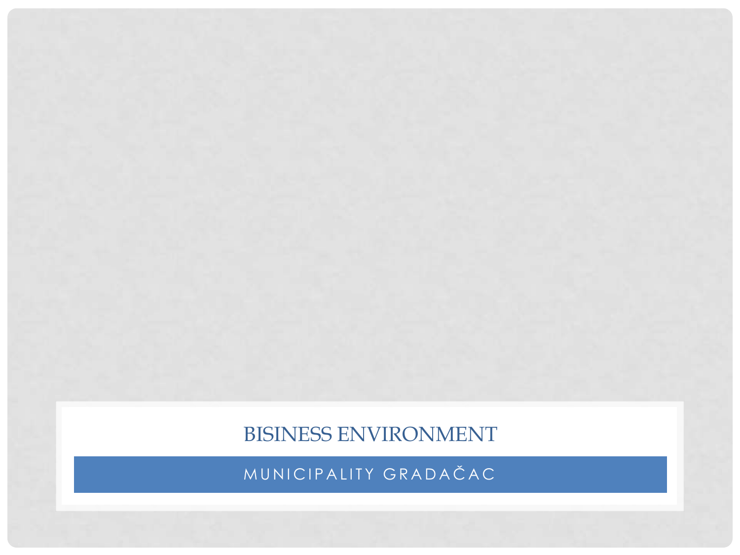# BISINESS ENVIRONMENT

## MUNICIPALITY GRADAČAC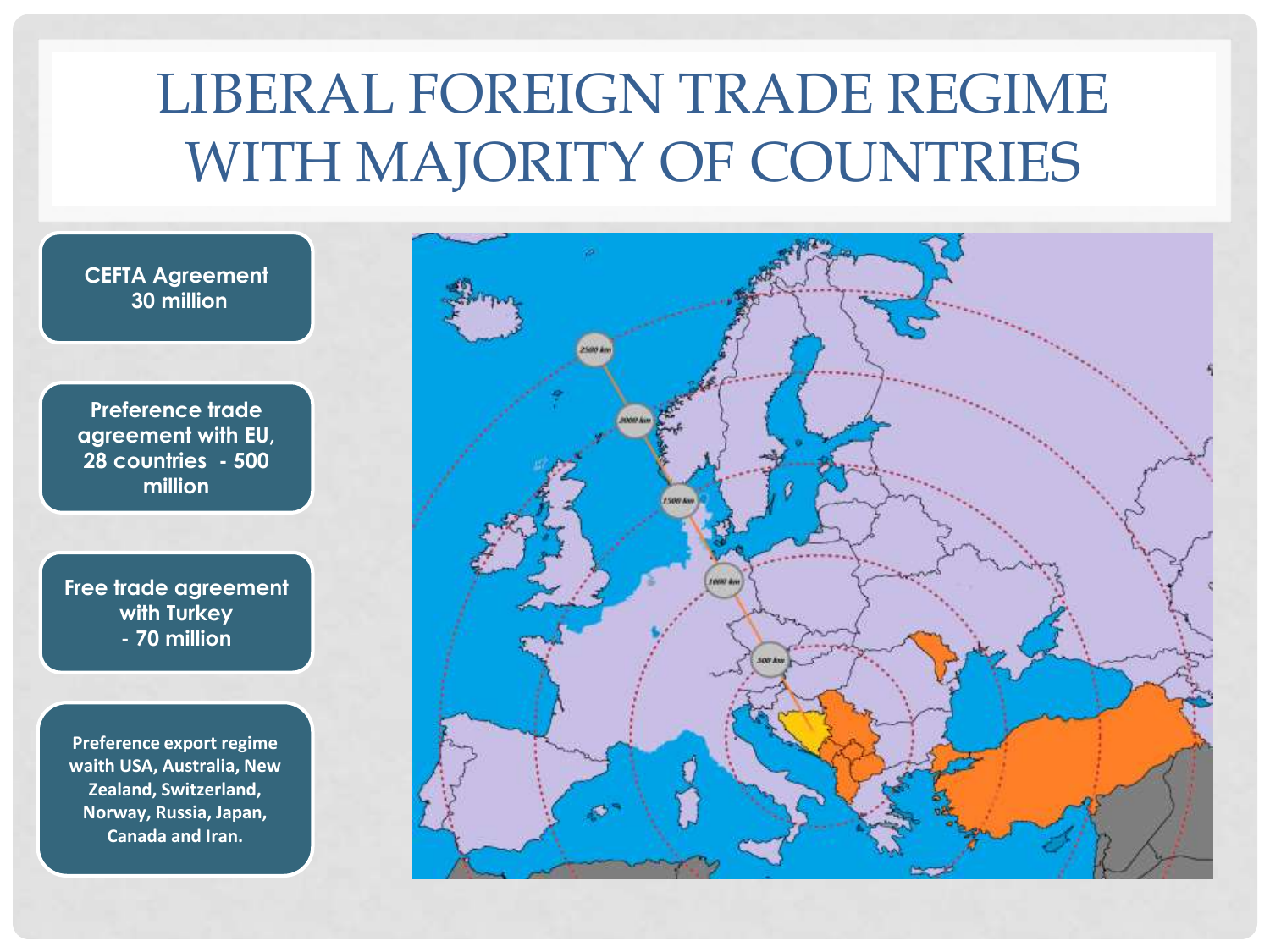# LIBERAL FOREIGN TRADE REGIME WITH MAJORITY OF COUNTRIES

**CEFTA Agreement 30 million**

**Preference trade agreement with EU, 28 countries - 500 million**

**Free trade agreement with Turkey - 70 million**

**Preference export regime waith USA, Australia, New Zealand, Switzerland, Norway, Russia, Japan, Canada and Iran.**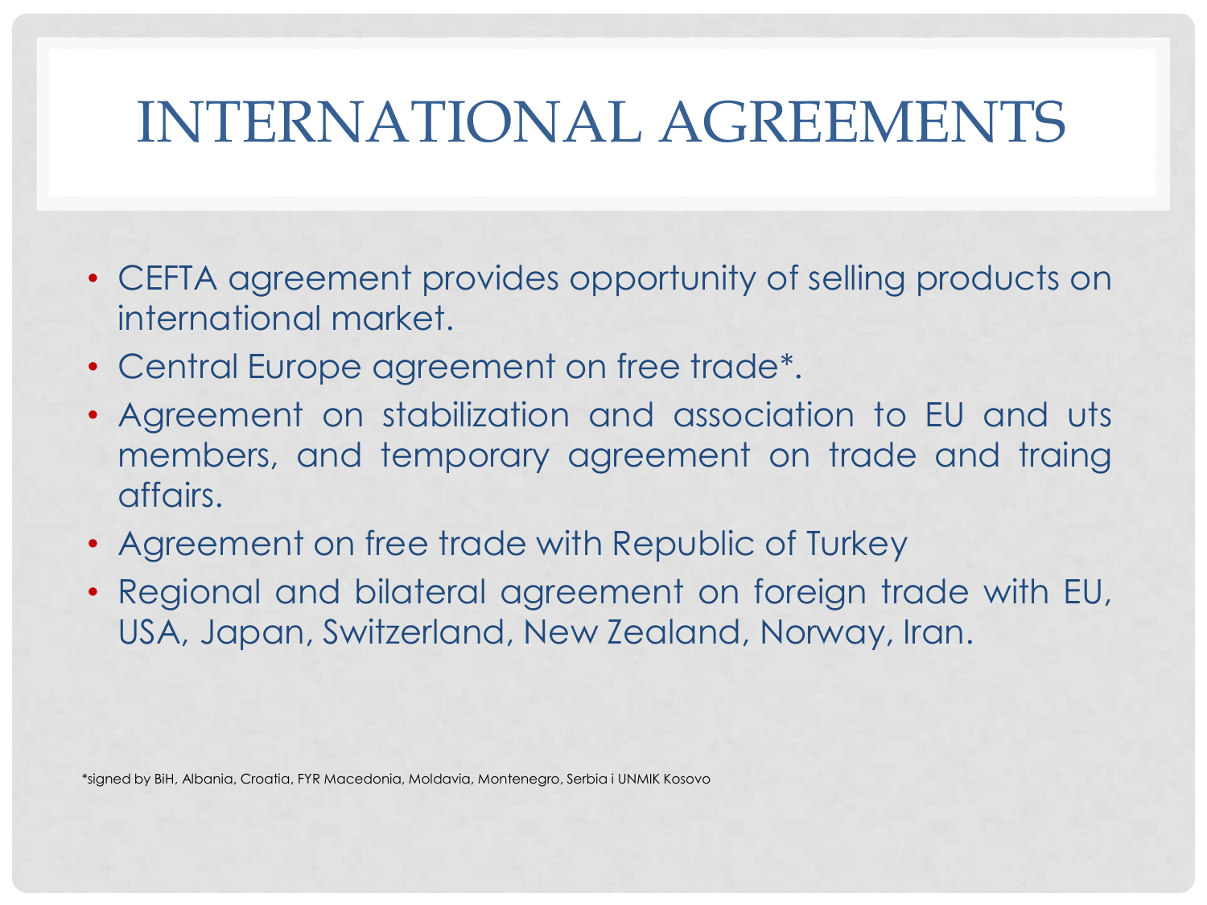# INTERNATIONAL AGREEMENTS

- CEFTA agreement provides opportunity of selling products on international market.
- Central Europe agreement on free trade*.
- Agreement on stabilization and association to EU and uts members, and temporary agreement on trade and traing affairs.
- Agreement on free trade with Republic of Turkey
- Regional and bilateral agreement on foreign trade with EU, USA, Japan, Switzerland, New Zealand, Norway, Iran.

*signed by BiH, Albania, Croatia, FYR Macedonia, Moldavia, Montenegro, Serbia i UNMIK Kosovo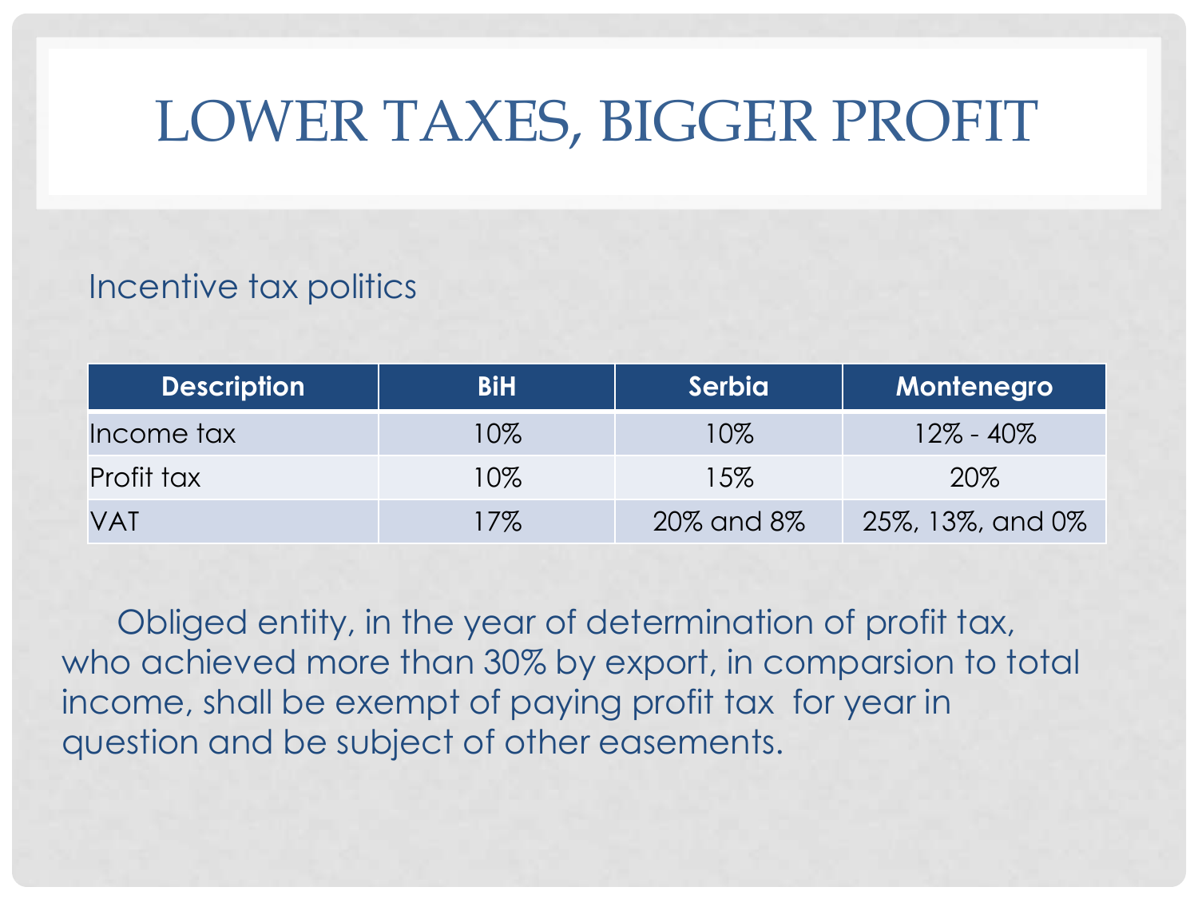# LOWER TAXES, BIGGER PROFIT

Incentive tax politics

| Description | BiH | Serbia | Montenegro |
|---|---|---|---|
| Income tax | 10% | 10% | 12% - 40% |
| Profit tax | 10% | 15% | 20% |
| VAT | 17% | 20% and 8% | 25%, 13%, and 0% |

Obliged entity, in the year of determination of profit tax, who achieved more than 30% by export, in comparsion to total income, shall be exempt of paying profit tax for year in question and be subject of other easements.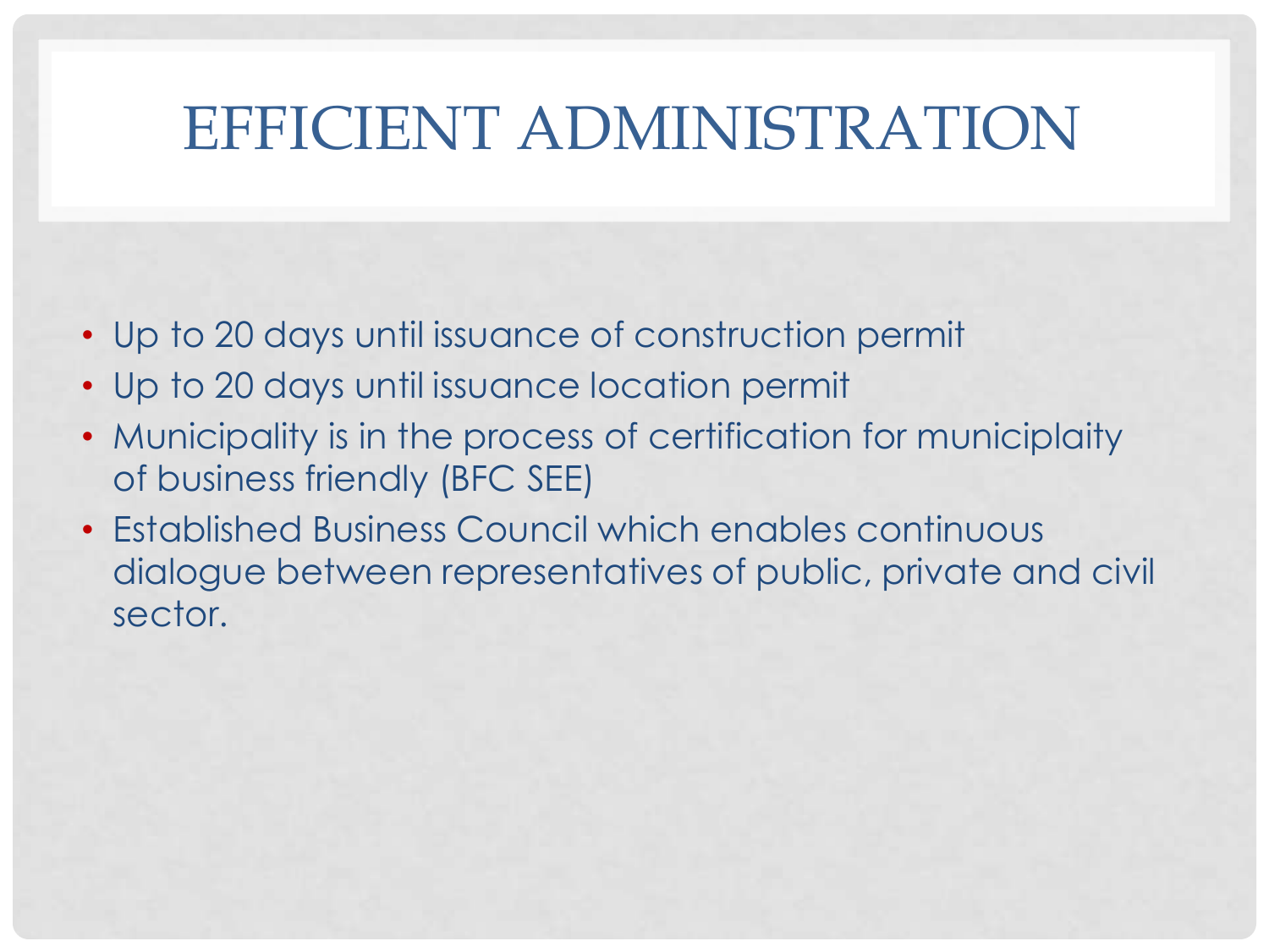# EFFICIENT ADMINISTRATION

- Up to 20 days until issuance of construction permit
- Up to 20 days until issuance location permit
- Municipality is in the process of certification for municiplaity of business friendly (BFC SEE)
- Established Business Council which enables continuous dialogue between representatives of public, private and civil sector.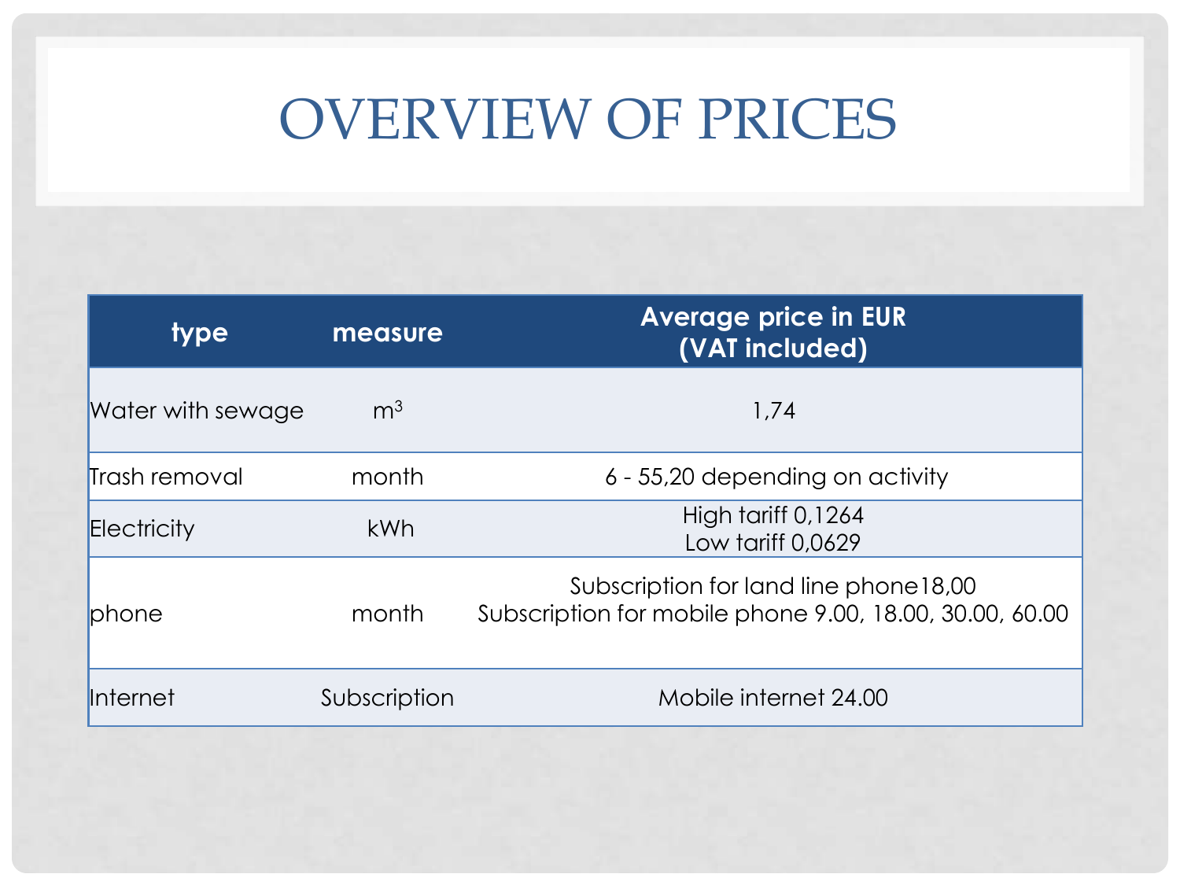# OVERVIEW OF PRICES

| type | measure | Average price in EUR (VAT included) |
|---|---|---|
| Water with sewage | $m^3$ | 1,74 |
| Trash removal | month | 6 - 55,20 depending on activity |
| Electricity | kWh | High tariff 0,1264<br>Low tariff 0,0629 |
| phone | month | Subscription for land line phone18,00<br>Subscription for mobile phone 9.00, 18.00, 30.00, 60.00 |
| Internet | Subscription | Mobile internet 24.00 |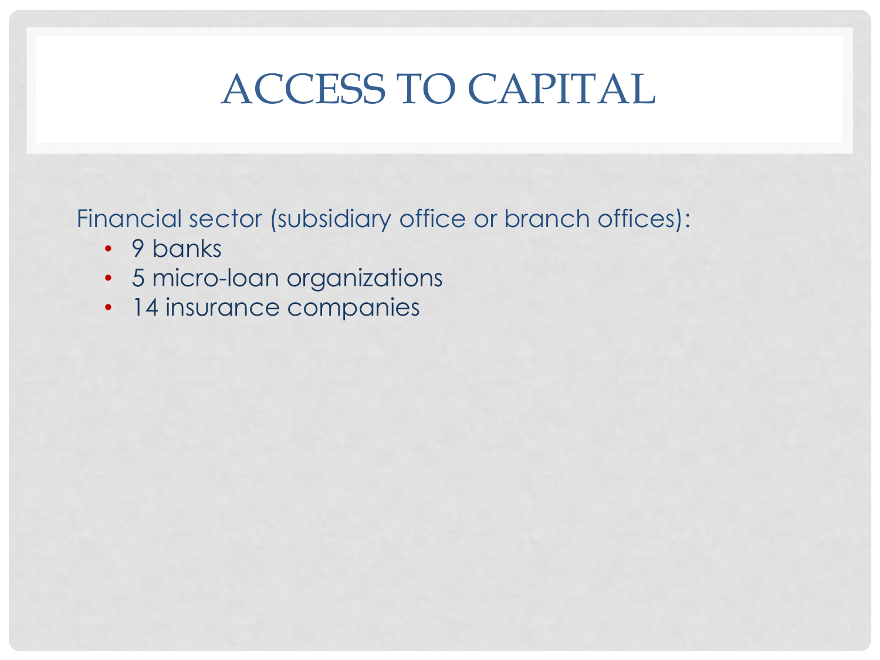# ACCESS TO CAPITAL

Financial sector (subsidiary office or branch offices):

- 9 banks
- 5 micro-loan organizations
- 14 insurance companies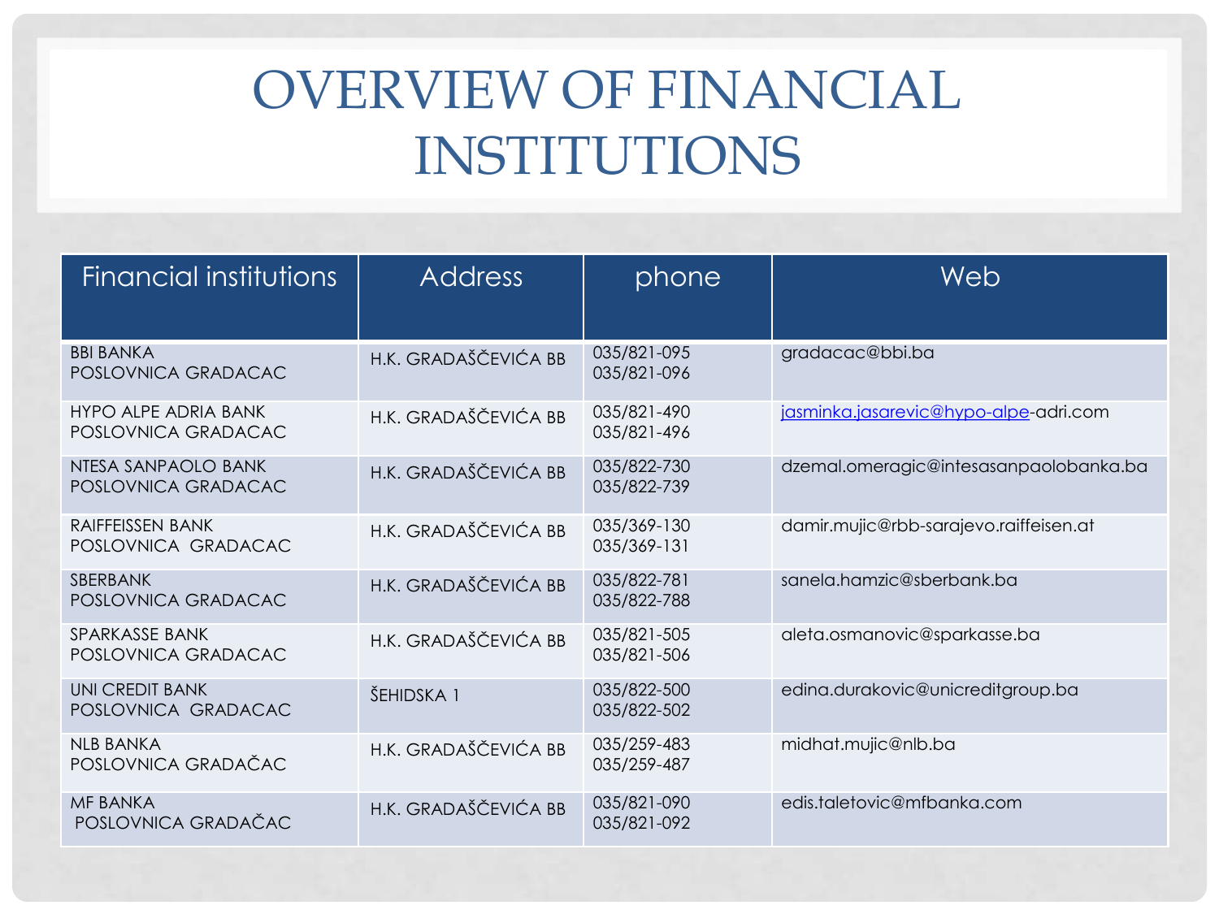# OVERVIEW OF FINANCIAL INSTITUTIONS

| Financial institutions | Address | phone | Web |
|---|---|---|---|
| BBI BANKA POSLOVNICA GRADACAC | H.K. GRADAŠČEVIĆA BB | 035/821-095 035/821-096 | gradacac@bbi.ba |
| HYPO ALPE ADRIA BANK POSLOVNICA GRADACAC | H.K. GRADAŠČEVIĆA BB | 035/821-490 035/821-496 | jasminka.jasarevic@hypo-alpe-adri.com |
| NTESA SANPAOLO BANK POSLOVNICA GRADACAC | H.K. GRADAŠČEVIĆA BB | 035/822-730 035/822-739 | dzemal.omeragic@intesasanpaolobanka.ba |
| RAIFFEISSEN BANK POSLOVNICA GRADACAC | H.K. GRADAŠČEVIĆA BB | 035/369-130 035/369-131 | damir.mujic@rbb-sarajevo.raiffeisen.at |
| SBERBANK POSLOVNICA GRADACAC | H.K. GRADAŠČEVIĆA BB | 035/822-781 035/822-788 | sanela.hamzic@sberbank.ba |
| SPARKASSE BANK POSLOVNICA GRADACAC | H.K. GRADAŠČEVIĆA BB | 035/821-505 035/821-506 | aleta.osmanovic@sparkasse.ba |
| UNI CREDIT BANK POSLOVNICA GRADACAC | ŠEHIDSKA 1 | 035/822-500 035/822-502 | edina.durakovic@unicreditgroup.ba |
| NLB BANKA POSLOVNICA GRADAČAC | H.K. GRADAŠČEVIĆA BB | 035/259-483 035/259-487 | midhat.mujic@nlb.ba |
| MF BANKA POSLOVNICA GRADAČAC | H.K. GRADAŠČEVIĆA BB | 035/821-090 035/821-092 | edis.taletovic@mfbanka.com |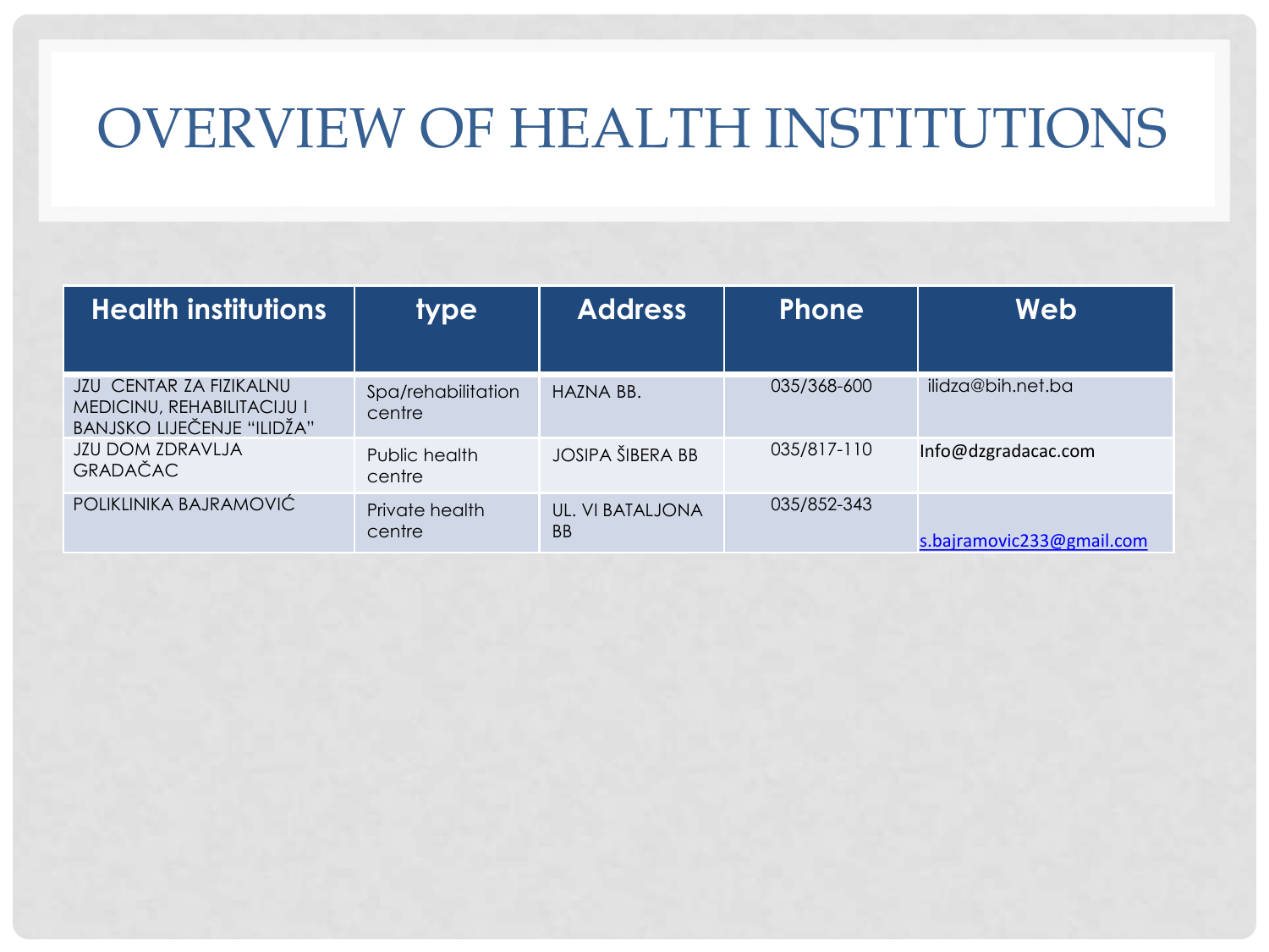# OVERVIEW OF HEALTH INSTITUTIONS

| Health institutions | type | Address | Phone | Web |
|---|---|---|---|---|
| JZU CENTAR ZA FIZIKALNU MEDICINU, REHABILITACIJU I BANJSKO LIJEČENJE "ILIDŽA" | Spa/rehabilitation centre | HAZNA BB. | 035/368-600 | ilidza@bih.net.ba |
| JZU DOM ZDRAVLJA GRADAČAC | Public health centre | JOSIPA ŠIBERA BB | 035/817-110 | Info@dzgradacac.com |
| POLIKLINIKA BAJRAMOVIĆ | Private health centre | UL. VI BATALJONA BB | 035/852-343 | s.bajramovic233@gmail.com |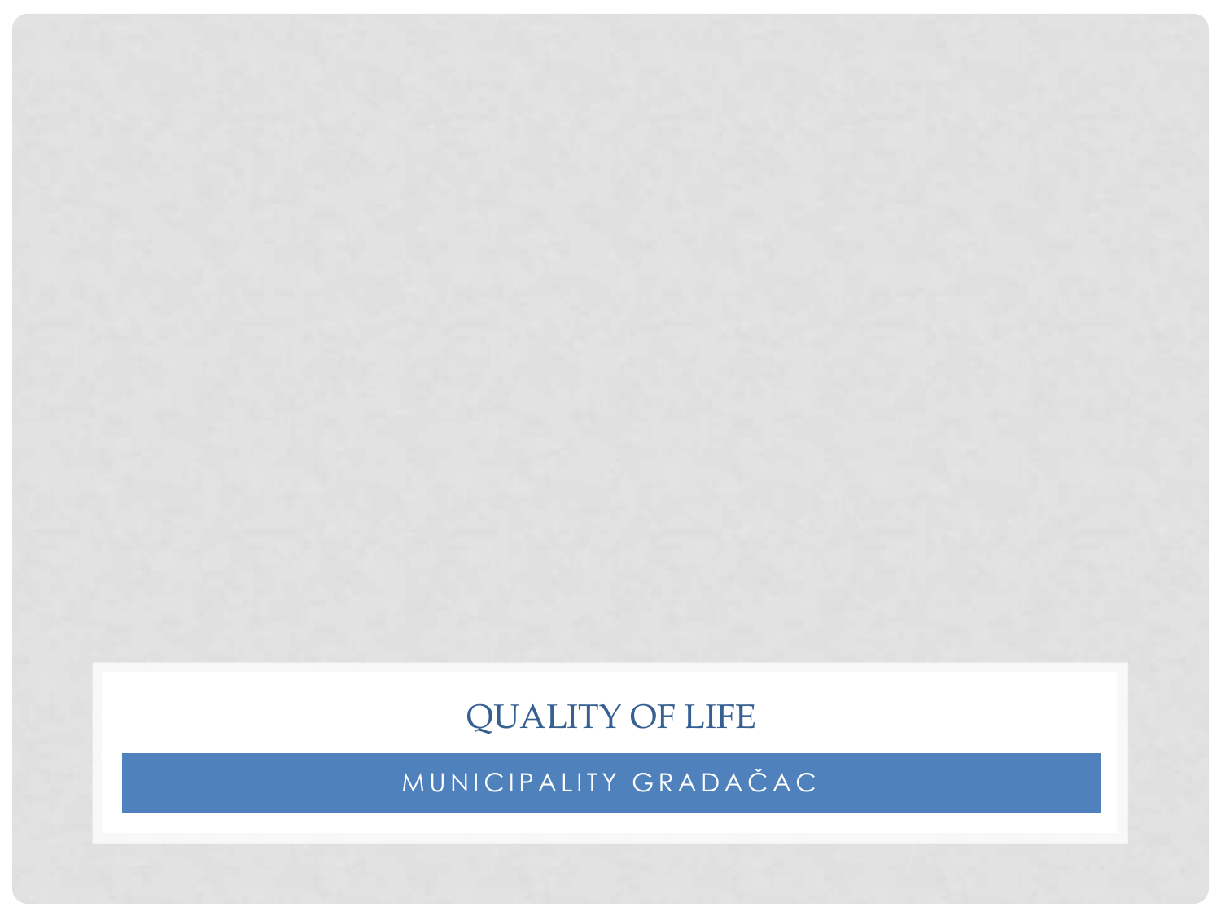# QUALITY OF LIFE

## MUNICIPALITY GRADAČAC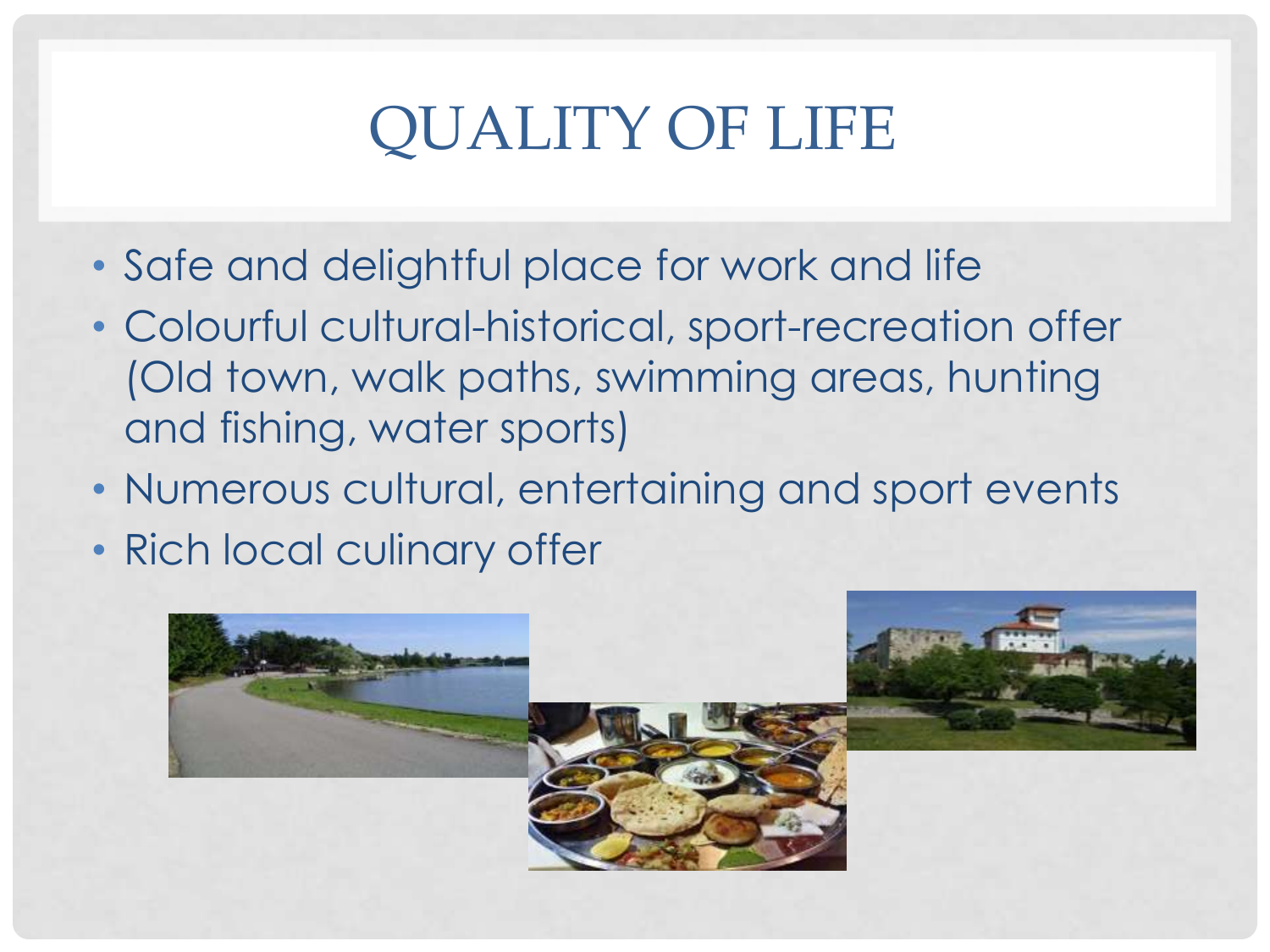# QUALITY OF LIFE

- Safe and delightful place for work and life
- Colourful cultural-historical, sport-recreation offer (Old town, walk paths, swimming areas, hunting and fishing, water sports)
- Numerous cultural, entertaining and sport events
- Rich local culinary offer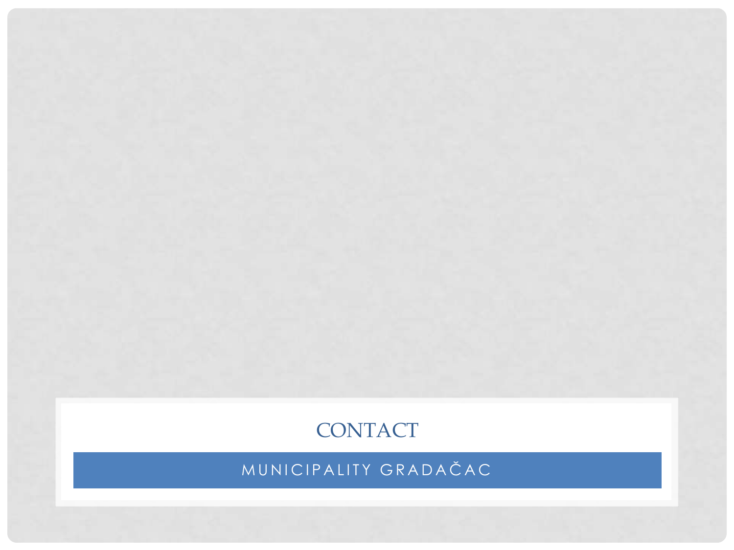# CONTACT

MUNICIPALITY GRADAČAC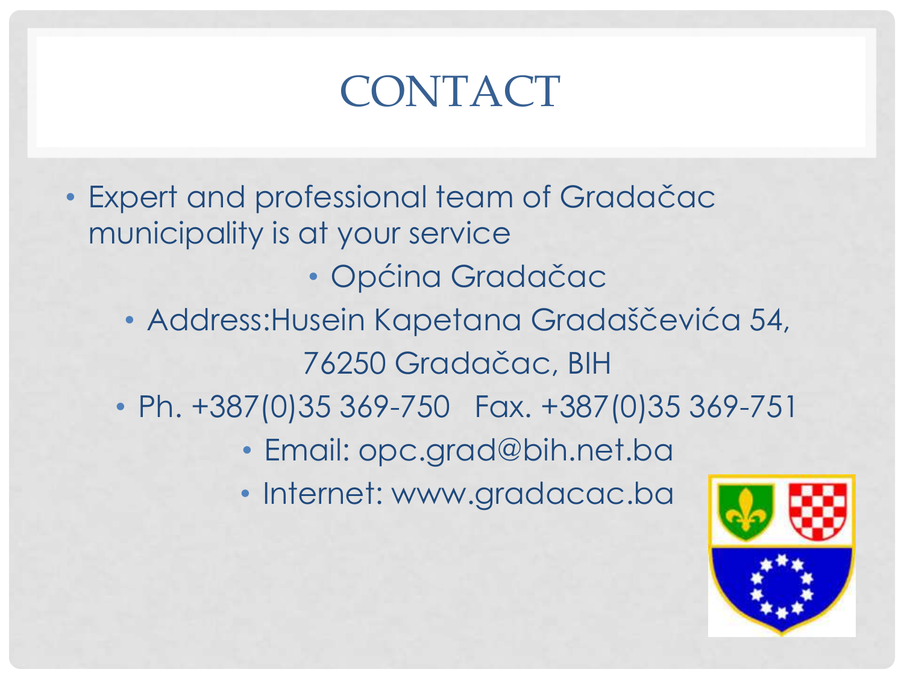# CONTACT

- Expert and professional team of Gradačac municipality is at your service
  - Općina Gradačac
  - Address:Husein Kapetana Gradaščevića 54, 76250 Gradačac, BIH
  - Ph. +387(0)35 369-750   Fax. +387(0)35 369-751
  - Email: opc.grad@bih.net.ba
  - Internet: www.gradacac.ba